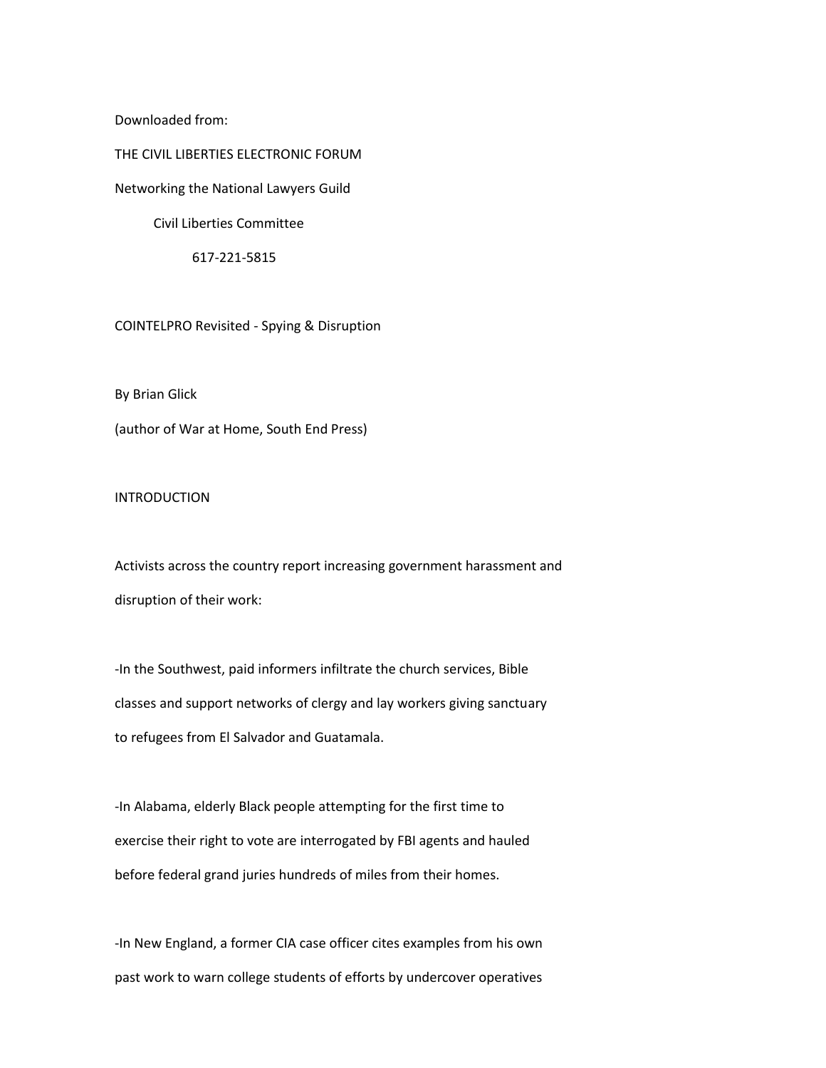Downloaded from:

THE CIVIL LIBERTIES ELECTRONIC FORUM

Networking the National Lawyers Guild

Civil Liberties Committee

617-221-5815

COINTELPRO Revisited - Spying & Disruption

By Brian Glick

(author of War at Home, South End Press)

## INTRODUCTION

Activists across the country report increasing government harassment and disruption of their work:

-In the Southwest, paid informers infiltrate the church services, Bible classes and support networks of clergy and lay workers giving sanctuary to refugees from El Salvador and Guatamala.

-In Alabama, elderly Black people attempting for the first time to exercise their right to vote are interrogated by FBI agents and hauled before federal grand juries hundreds of miles from their homes.

-In New England, a former CIA case officer cites examples from his own past work to warn college students of efforts by undercover operatives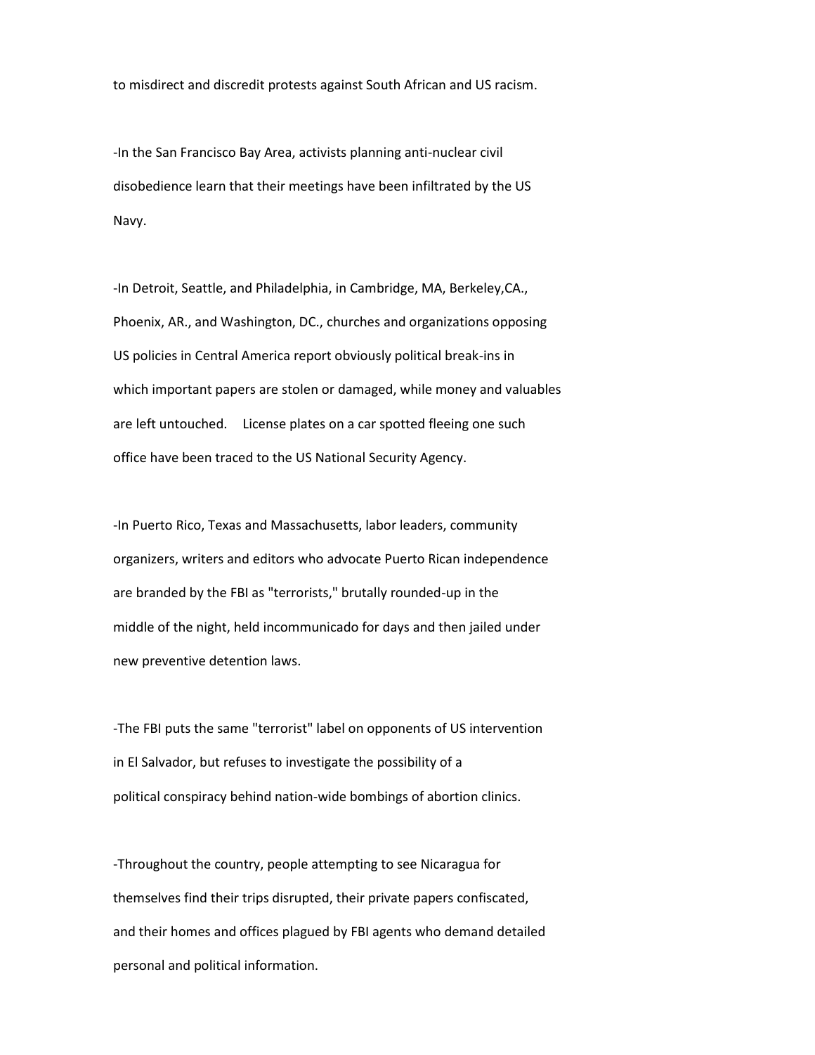to misdirect and discredit protests against South African and US racism.

-In the San Francisco Bay Area, activists planning anti-nuclear civil disobedience learn that their meetings have been infiltrated by the US Navy.

-In Detroit, Seattle, and Philadelphia, in Cambridge, MA, Berkeley,CA., Phoenix, AR., and Washington, DC., churches and organizations opposing US policies in Central America report obviously political break-ins in which important papers are stolen or damaged, while money and valuables are left untouched.  License plates on a car spotted fleeing one such office have been traced to the US National Security Agency.

-In Puerto Rico, Texas and Massachusetts, labor leaders, community organizers, writers and editors who advocate Puerto Rican independence are branded by the FBI as "terrorists," brutally rounded-up in the middle of the night, held incommunicado for days and then jailed under new preventive detention laws.

-The FBI puts the same "terrorist" label on opponents of US intervention in El Salvador, but refuses to investigate the possibility of a political conspiracy behind nation-wide bombings of abortion clinics.

-Throughout the country, people attempting to see Nicaragua for themselves find their trips disrupted, their private papers confiscated, and their homes and offices plagued by FBI agents who demand detailed personal and political information.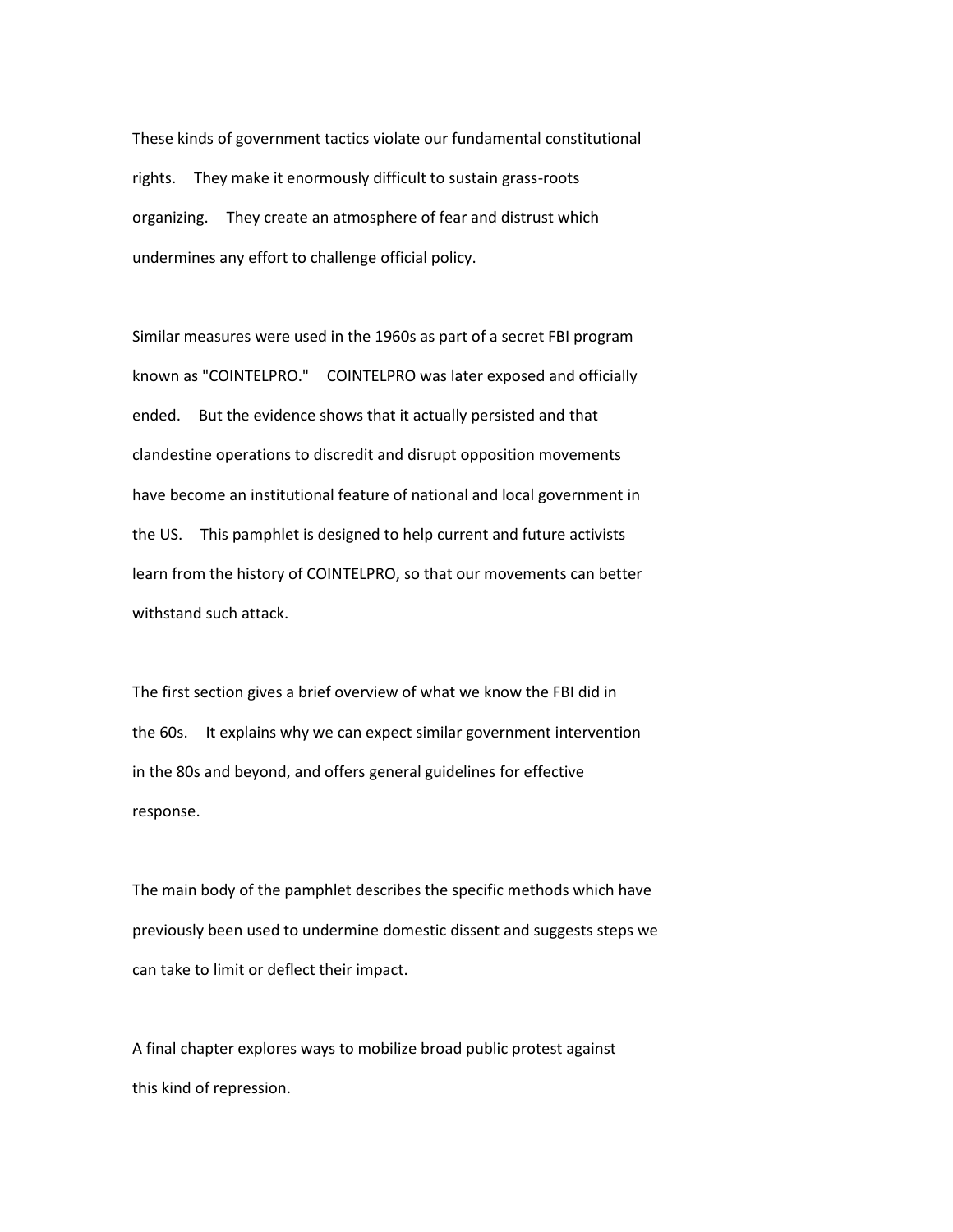These kinds of government tactics violate our fundamental constitutional rights. They make it enormously difficult to sustain grass-roots organizing. They create an atmosphere of fear and distrust which undermines any effort to challenge official policy.

Similar measures were used in the 1960s as part of a secret FBI program known as "COINTELPRO." COINTELPRO was later exposed and officially ended. But the evidence shows that it actually persisted and that clandestine operations to discredit and disrupt opposition movements have become an institutional feature of national and local government in the US. This pamphlet is designed to help current and future activists learn from the history of COINTELPRO, so that our movements can better withstand such attack.

The first section gives a brief overview of what we know the FBI did in the 60s. It explains why we can expect similar government intervention in the 80s and beyond, and offers general guidelines for effective response.

The main body of the pamphlet describes the specific methods which have previously been used to undermine domestic dissent and suggests steps we can take to limit or deflect their impact.

A final chapter explores ways to mobilize broad public protest against this kind of repression.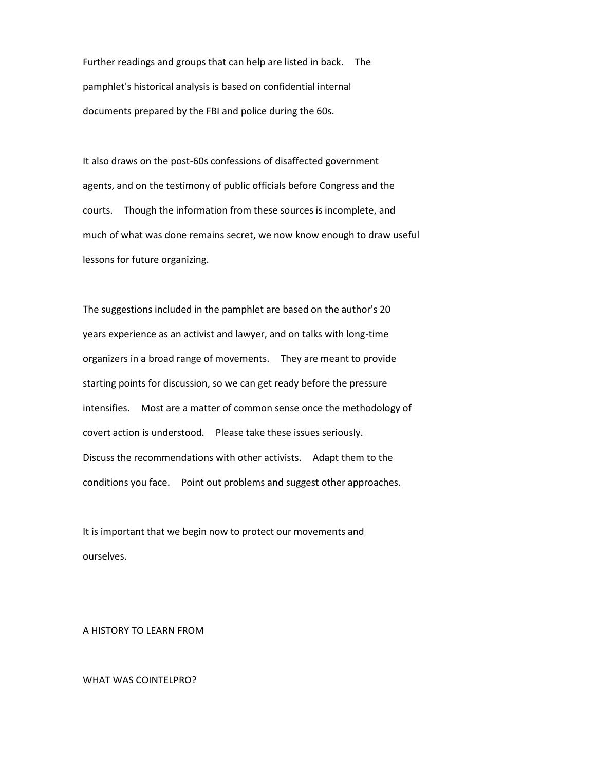Further readings and groups that can help are listed in back. The pamphlet's historical analysis is based on confidential internal documents prepared by the FBI and police during the 60s.

It also draws on the post-60s confessions of disaffected government agents, and on the testimony of public officials before Congress and the courts. Though the information from these sources is incomplete, and much of what was done remains secret, we now know enough to draw useful lessons for future organizing.

The suggestions included in the pamphlet are based on the author's 20 years experience as an activist and lawyer, and on talks with long-time organizers in a broad range of movements. They are meant to provide starting points for discussion, so we can get ready before the pressure intensifies. Most are a matter of common sense once the methodology of covert action is understood. Please take these issues seriously. Discuss the recommendations with other activists. Adapt them to the conditions you face. Point out problems and suggest other approaches.

It is important that we begin now to protect our movements and ourselves.

## A HISTORY TO LEARN FROM

### WHAT WAS COINTELPRO?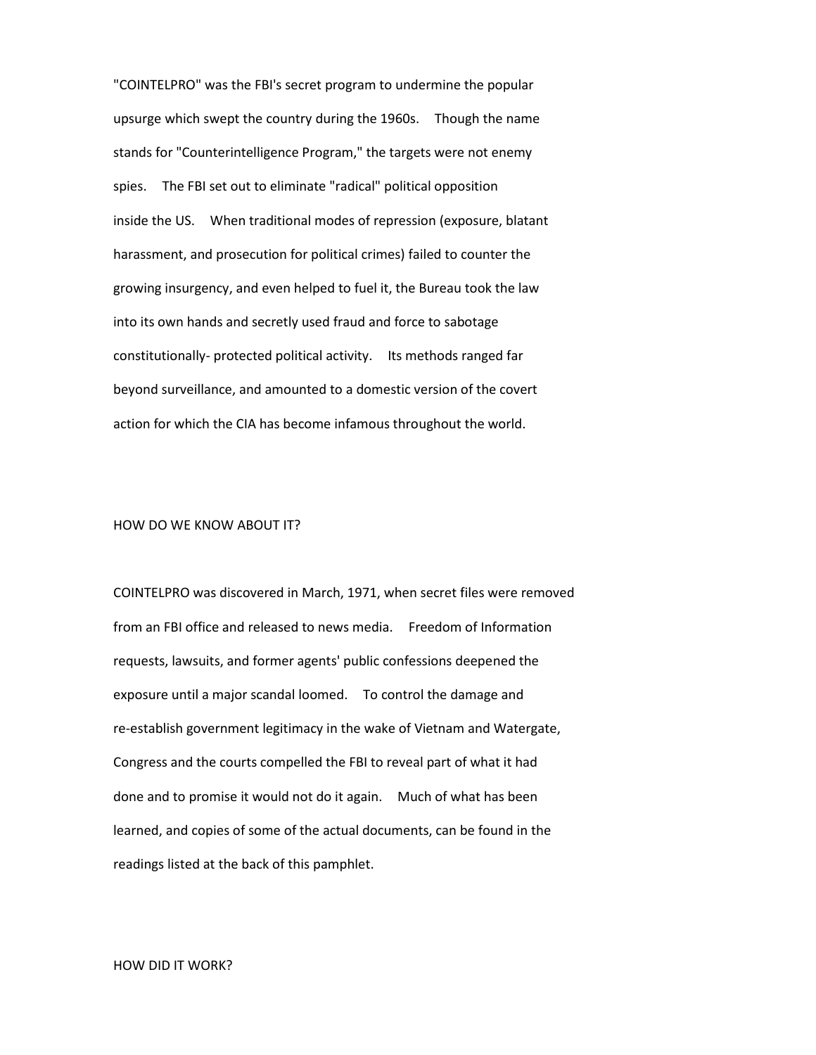"COINTELPRO" was the FBI's secret program to undermine the popular upsurge which swept the country during the 1960s. Though the name stands for "Counterintelligence Program," the targets were not enemy spies. The FBI set out to eliminate "radical" political opposition inside the US. When traditional modes of repression (exposure, blatant harassment, and prosecution for political crimes) failed to counter the growing insurgency, and even helped to fuel it, the Bureau took the law into its own hands and secretly used fraud and force to sabotage constitutionally- protected political activity. Its methods ranged far beyond surveillance, and amounted to a domestic version of the covert action for which the CIA has become infamous throughout the world.

## HOW DO WE KNOW ABOUT IT?

COINTELPRO was discovered in March, 1971, when secret files were removed from an FBI office and released to news media. Freedom of Information requests, lawsuits, and former agents' public confessions deepened the exposure until a major scandal loomed. To control the damage and re-establish government legitimacy in the wake of Vietnam and Watergate, Congress and the courts compelled the FBI to reveal part of what it had done and to promise it would not do it again. Much of what has been learned, and copies of some of the actual documents, can be found in the readings listed at the back of this pamphlet.

## HOW DID IT WORK?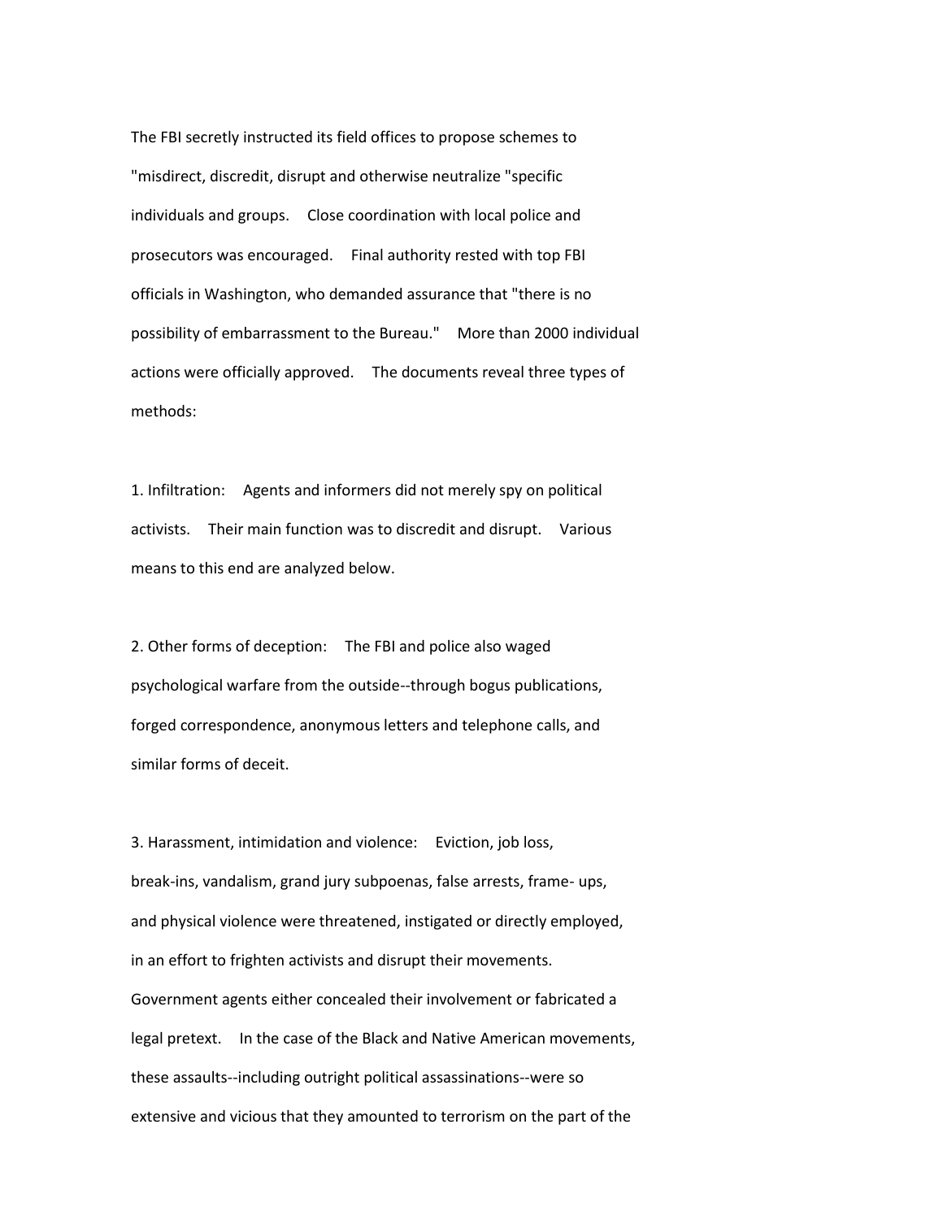The FBI secretly instructed its field offices to propose schemes to "misdirect, discredit, disrupt and otherwise neutralize "specific individuals and groups. Close coordination with local police and prosecutors was encouraged. Final authority rested with top FBI officials in Washington, who demanded assurance that "there is no possibility of embarrassment to the Bureau." More than 2000 individual actions were officially approved. The documents reveal three types of methods:

1. Infiltration: Agents and informers did not merely spy on political activists. Their main function was to discredit and disrupt. Various means to this end are analyzed below.

2. Other forms of deception: The FBI and police also waged psychological warfare from the outside--through bogus publications, forged correspondence, anonymous letters and telephone calls, and similar forms of deceit.

3. Harassment, intimidation and violence: Eviction, job loss, break-ins, vandalism, grand jury subpoenas, false arrests, frame- ups, and physical violence were threatened, instigated or directly employed, in an effort to frighten activists and disrupt their movements. Government agents either concealed their involvement or fabricated a legal pretext. In the case of the Black and Native American movements, these assaults--including outright political assassinations--were so extensive and vicious that they amounted to terrorism on the part of the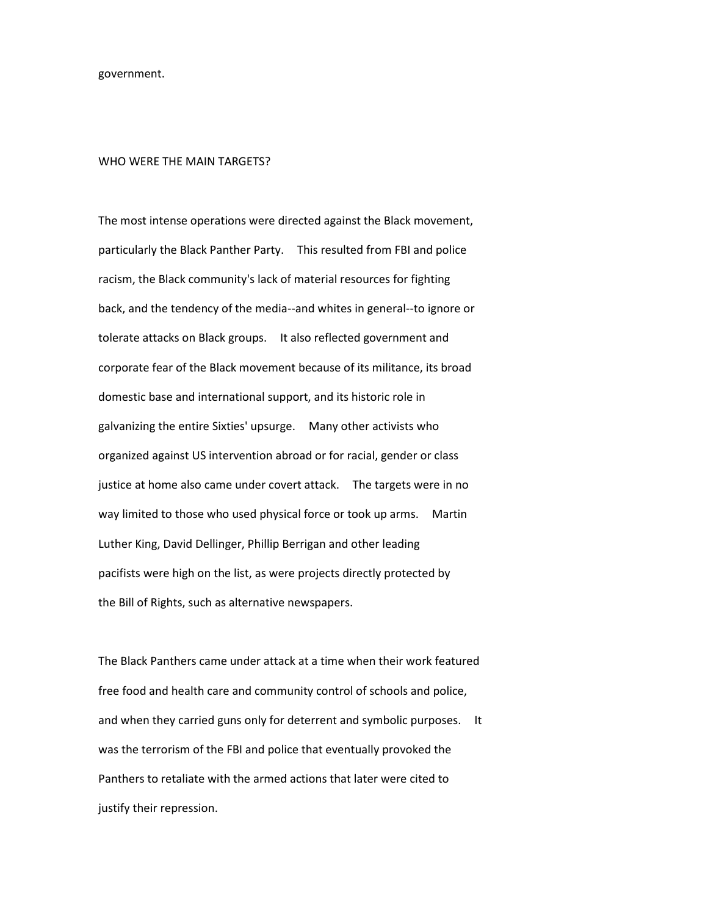government.

## WHO WERE THE MAIN TARGETS?

The most intense operations were directed against the Black movement, particularly the Black Panther Party. This resulted from FBI and police racism, the Black community's lack of material resources for fighting back, and the tendency of the media--and whites in general--to ignore or tolerate attacks on Black groups. It also reflected government and corporate fear of the Black movement because of its militance, its broad domestic base and international support, and its historic role in galvanizing the entire Sixties' upsurge. Many other activists who organized against US intervention abroad or for racial, gender or class justice at home also came under covert attack. The targets were in no way limited to those who used physical force or took up arms. Martin Luther King, David Dellinger, Phillip Berrigan and other leading pacifists were high on the list, as were projects directly protected by the Bill of Rights, such as alternative newspapers.

The Black Panthers came under attack at a time when their work featured free food and health care and community control of schools and police, and when they carried guns only for deterrent and symbolic purposes. It was the terrorism of the FBI and police that eventually provoked the Panthers to retaliate with the armed actions that later were cited to justify their repression.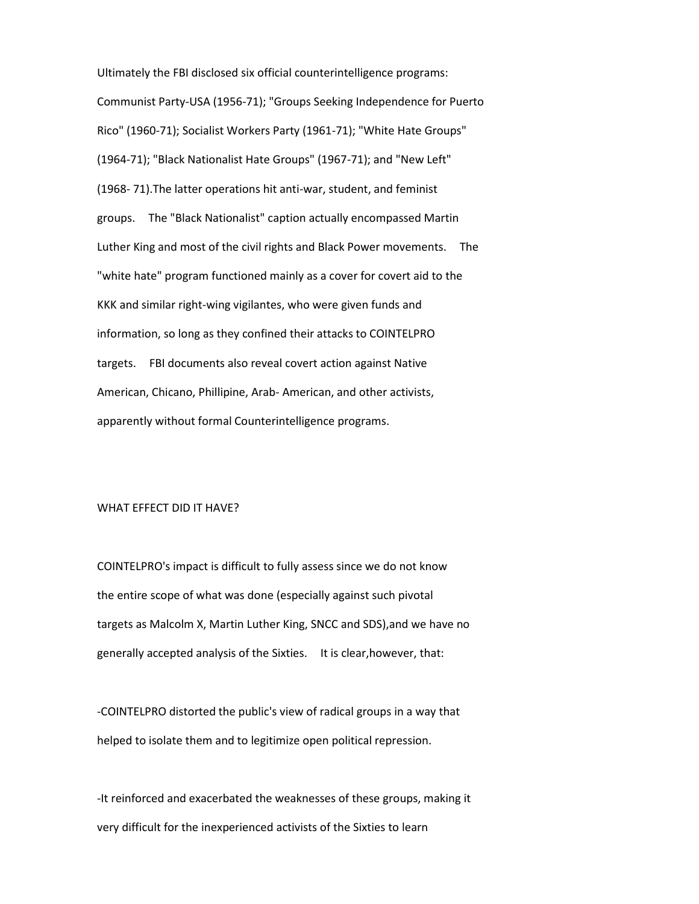Ultimately the FBI disclosed six official counterintelligence programs: Communist Party-USA (1956-71); "Groups Seeking Independence for Puerto Rico" (1960-71); Socialist Workers Party (1961-71); "White Hate Groups" (1964-71); "Black Nationalist Hate Groups" (1967-71); and "New Left" (1968- 71).The latter operations hit anti-war, student, and feminist groups. The "Black Nationalist" caption actually encompassed Martin Luther King and most of the civil rights and Black Power movements. The "white hate" program functioned mainly as a cover for covert aid to the KKK and similar right-wing vigilantes, who were given funds and information, so long as they confined their attacks to COINTELPRO targets. FBI documents also reveal covert action against Native American, Chicano, Phillipine, Arab- American, and other activists, apparently without formal Counterintelligence programs.

WHAT EFFECT DID IT HAVE?

COINTELPRO's impact is difficult to fully assess since we do not know the entire scope of what was done (especially against such pivotal targets as Malcolm X, Martin Luther King, SNCC and SDS),and we have no generally accepted analysis of the Sixties. It is clear,however, that:

-COINTELPRO distorted the public's view of radical groups in a way that helped to isolate them and to legitimize open political repression.

-It reinforced and exacerbated the weaknesses of these groups, making it very difficult for the inexperienced activists of the Sixties to learn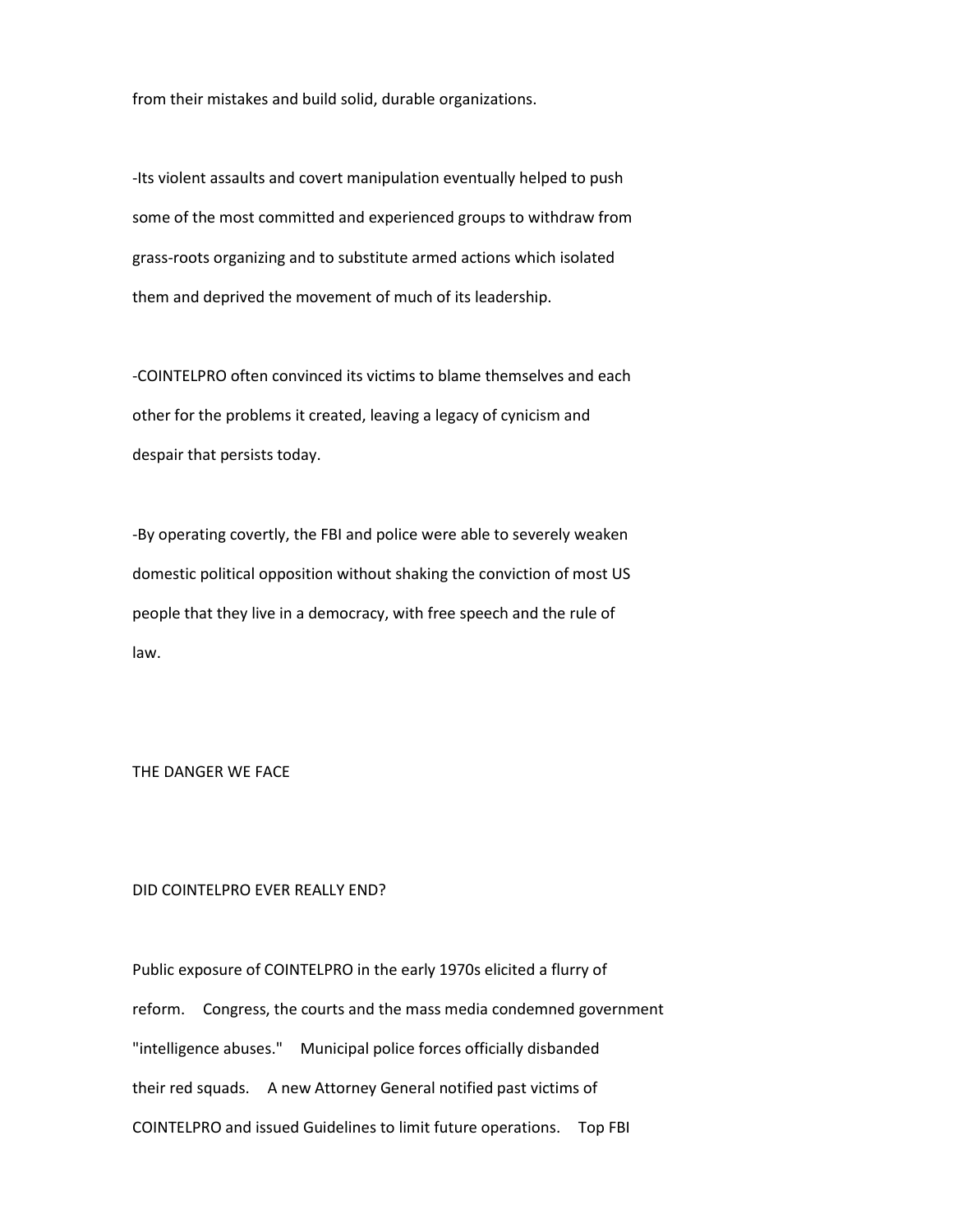from their mistakes and build solid, durable organizations.

-Its violent assaults and covert manipulation eventually helped to push some of the most committed and experienced groups to withdraw from grass-roots organizing and to substitute armed actions which isolated them and deprived the movement of much of its leadership.

-COINTELPRO often convinced its victims to blame themselves and each other for the problems it created, leaving a legacy of cynicism and despair that persists today.

-By operating covertly, the FBI and police were able to severely weaken domestic political opposition without shaking the conviction of most US people that they live in a democracy, with free speech and the rule of law.

## THE DANGER WE FACE

### DID COINTELPRO EVER REALLY END?

Public exposure of COINTELPRO in the early 1970s elicited a flurry of reform. Congress, the courts and the mass media condemned government "intelligence abuses." Municipal police forces officially disbanded their red squads. A new Attorney General notified past victims of COINTELPRO and issued Guidelines to limit future operations. Top FBI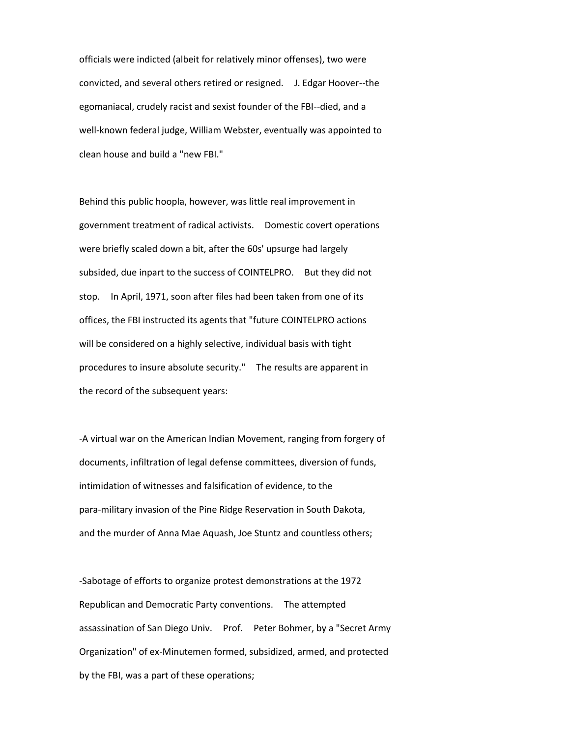officials were indicted (albeit for relatively minor offenses), two were convicted, and several others retired or resigned. J. Edgar Hoover--the egomaniacal, crudely racist and sexist founder of the FBI--died, and a well-known federal judge, William Webster, eventually was appointed to clean house and build a "new FBI."

Behind this public hoopla, however, was little real improvement in government treatment of radical activists. Domestic covert operations were briefly scaled down a bit, after the 60s' upsurge had largely subsided, due inpart to the success of COINTELPRO. But they did not stop. In April, 1971, soon after files had been taken from one of its offices, the FBI instructed its agents that "future COINTELPRO actions will be considered on a highly selective, individual basis with tight procedures to insure absolute security." The results are apparent in the record of the subsequent years:

-A virtual war on the American Indian Movement, ranging from forgery of documents, infiltration of legal defense committees, diversion of funds, intimidation of witnesses and falsification of evidence, to the para-military invasion of the Pine Ridge Reservation in South Dakota, and the murder of Anna Mae Aquash, Joe Stuntz and countless others;

-Sabotage of efforts to organize protest demonstrations at the 1972 Republican and Democratic Party conventions. The attempted assassination of San Diego Univ. Prof. Peter Bohmer, by a "Secret Army Organization" of ex-Minutemen formed, subsidized, armed, and protected by the FBI, was a part of these operations;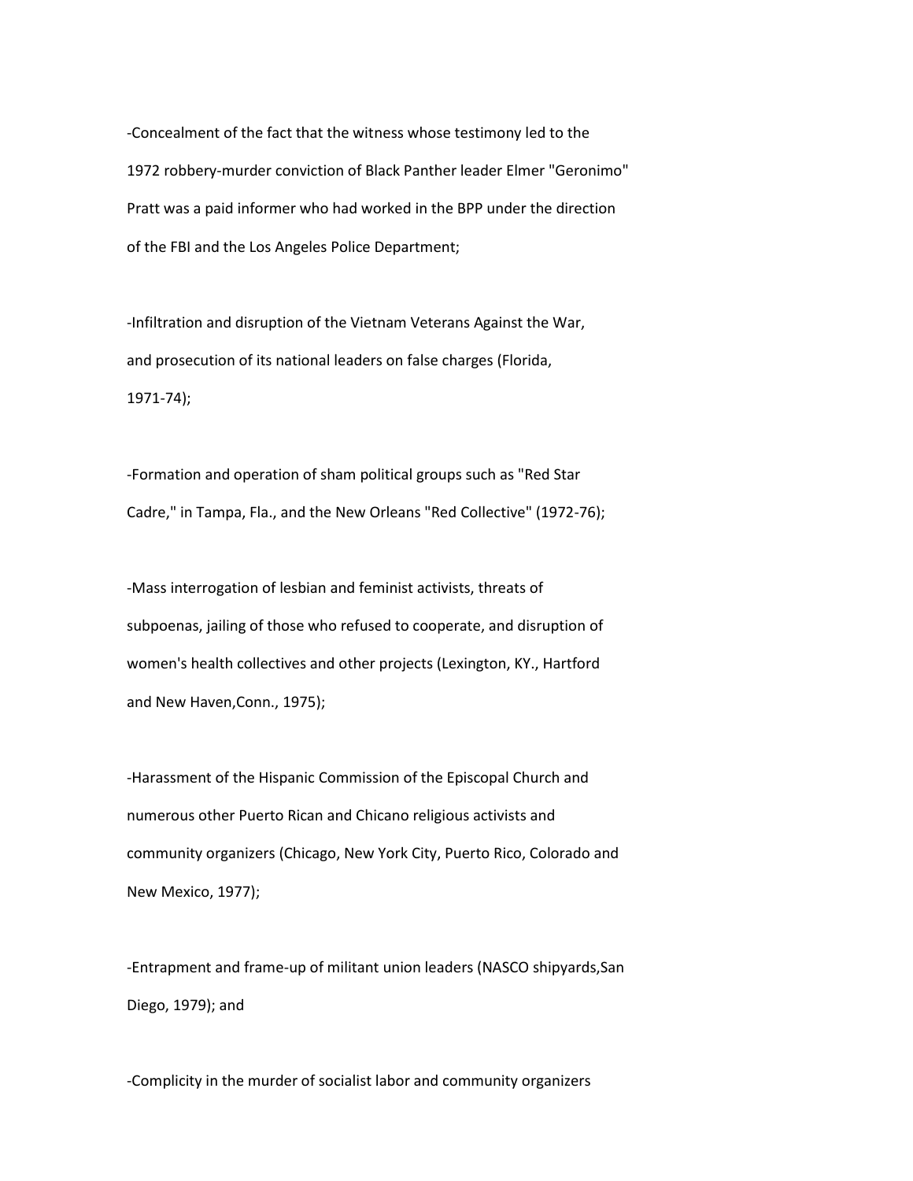-Concealment of the fact that the witness whose testimony led to the 1972 robbery-murder conviction of Black Panther leader Elmer "Geronimo" Pratt was a paid informer who had worked in the BPP under the direction of the FBI and the Los Angeles Police Department;

-Infiltration and disruption of the Vietnam Veterans Against the War, and prosecution of its national leaders on false charges (Florida, 1971-74);

-Formation and operation of sham political groups such as "Red Star Cadre," in Tampa, Fla., and the New Orleans "Red Collective" (1972-76);

-Mass interrogation of lesbian and feminist activists, threats of subpoenas, jailing of those who refused to cooperate, and disruption of women's health collectives and other projects (Lexington, KY., Hartford and New Haven,Conn., 1975);

-Harassment of the Hispanic Commission of the Episcopal Church and numerous other Puerto Rican and Chicano religious activists and community organizers (Chicago, New York City, Puerto Rico, Colorado and New Mexico, 1977);

-Entrapment and frame-up of militant union leaders (NASCO shipyards,San Diego, 1979); and

-Complicity in the murder of socialist labor and community organizers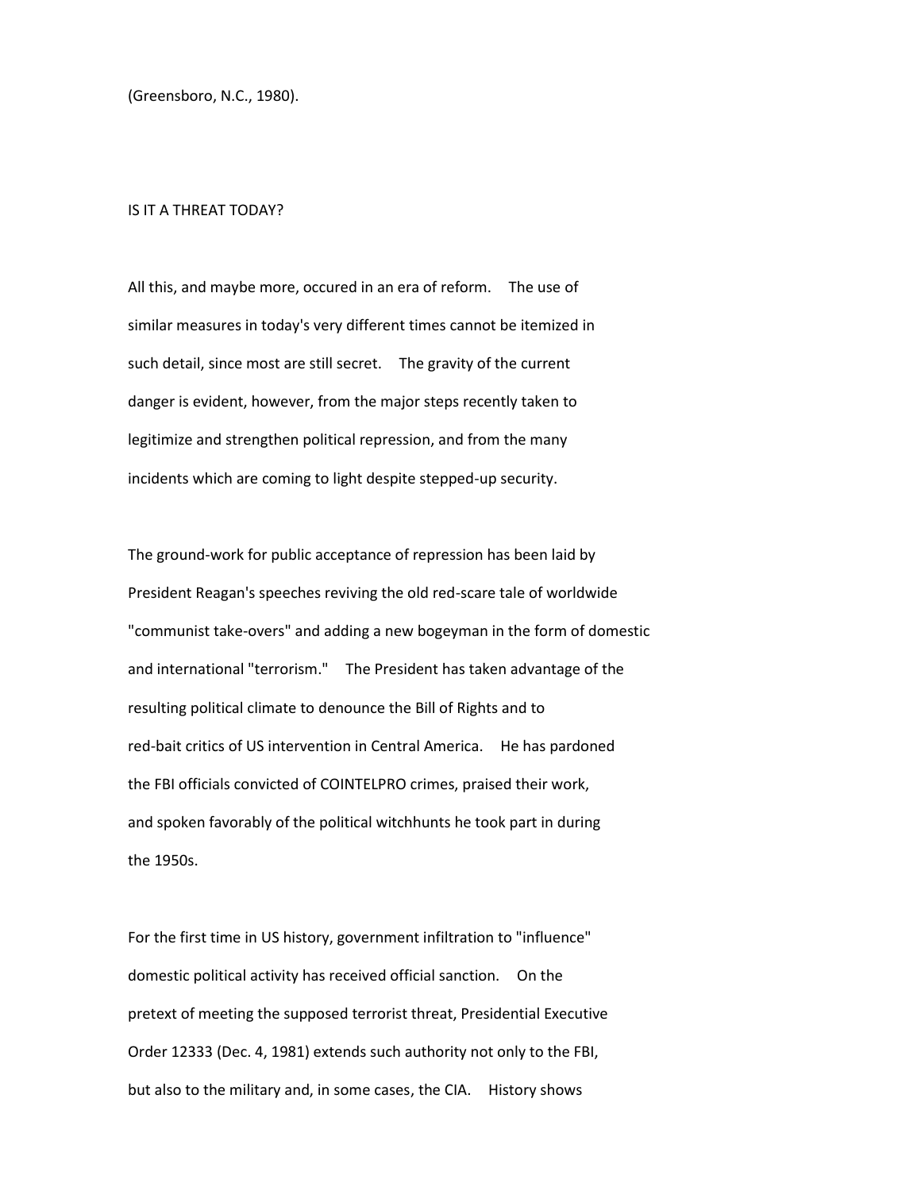(Greensboro, N.C., 1980).

## IS IT A THREAT TODAY?

All this, and maybe more, occured in an era of reform. The use of similar measures in today's very different times cannot be itemized in such detail, since most are still secret. The gravity of the current danger is evident, however, from the major steps recently taken to legitimize and strengthen political repression, and from the many incidents which are coming to light despite stepped-up security.

The ground-work for public acceptance of repression has been laid by President Reagan's speeches reviving the old red-scare tale of worldwide "communist take-overs" and adding a new bogeyman in the form of domestic and international "terrorism." The President has taken advantage of the resulting political climate to denounce the Bill of Rights and to red-bait critics of US intervention in Central America. He has pardoned the FBI officials convicted of COINTELPRO crimes, praised their work, and spoken favorably of the political witchhunts he took part in during the 1950s.

For the first time in US history, government infiltration to "influence" domestic political activity has received official sanction. On the pretext of meeting the supposed terrorist threat, Presidential Executive Order 12333 (Dec. 4, 1981) extends such authority not only to the FBI, but also to the military and, in some cases, the CIA. History shows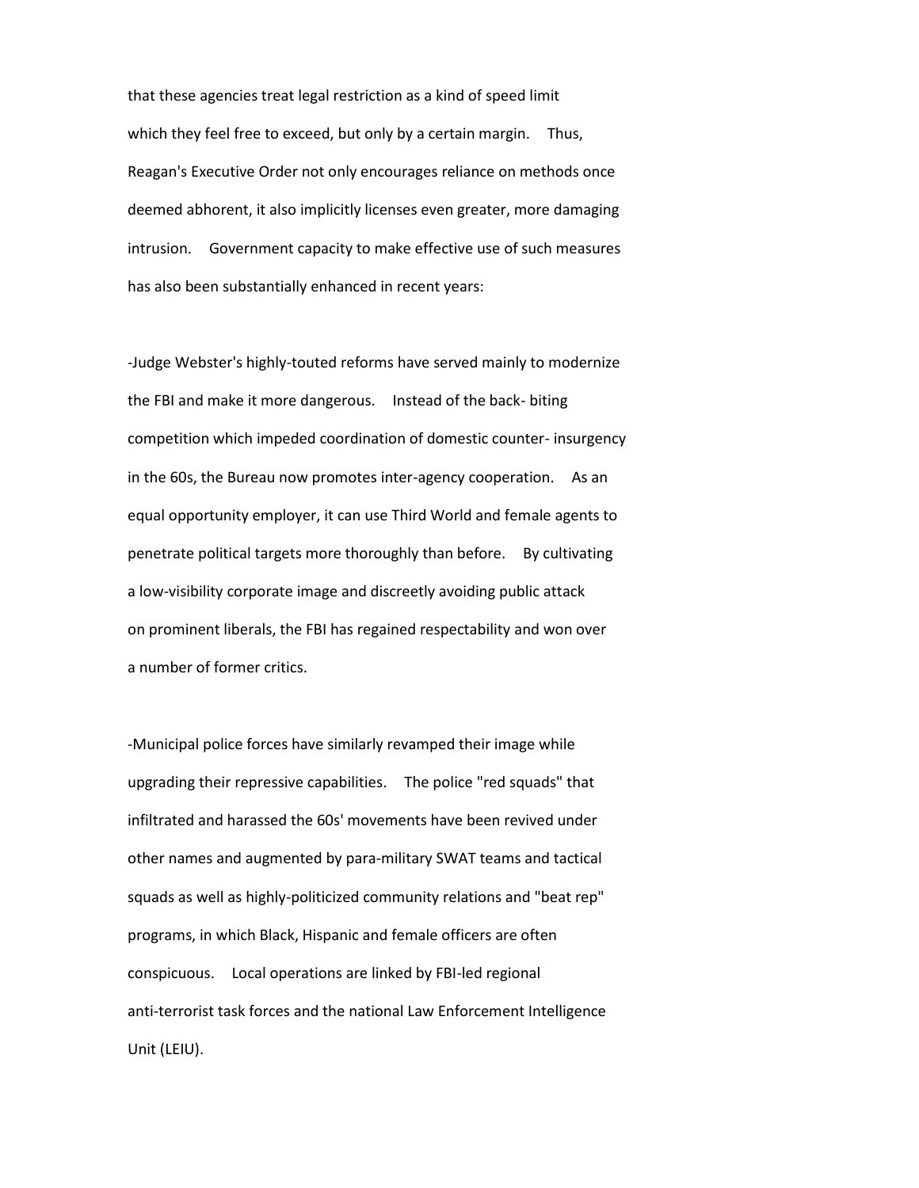that these agencies treat legal restriction as a kind of speed limit which they feel free to exceed, but only by a certain margin. Thus, Reagan's Executive Order not only encourages reliance on methods once deemed abhorent, it also implicitly licenses even greater, more damaging intrusion. Government capacity to make effective use of such measures has also been substantially enhanced in recent years:

-Judge Webster's highly-touted reforms have served mainly to modernize the FBI and make it more dangerous. Instead of the back- biting competition which impeded coordination of domestic counter- insurgency in the 60s, the Bureau now promotes inter-agency cooperation. As an equal opportunity employer, it can use Third World and female agents to penetrate political targets more thoroughly than before. By cultivating a low-visibility corporate image and discreetly avoiding public attack on prominent liberals, the FBI has regained respectability and won over a number of former critics.

-Municipal police forces have similarly revamped their image while upgrading their repressive capabilities. The police "red squads" that infiltrated and harassed the 60s' movements have been revived under other names and augmented by para-military SWAT teams and tactical squads as well as highly-politicized community relations and "beat rep" programs, in which Black, Hispanic and female officers are often conspicuous. Local operations are linked by FBI-led regional anti-terrorist task forces and the national Law Enforcement Intelligence Unit (LEIU).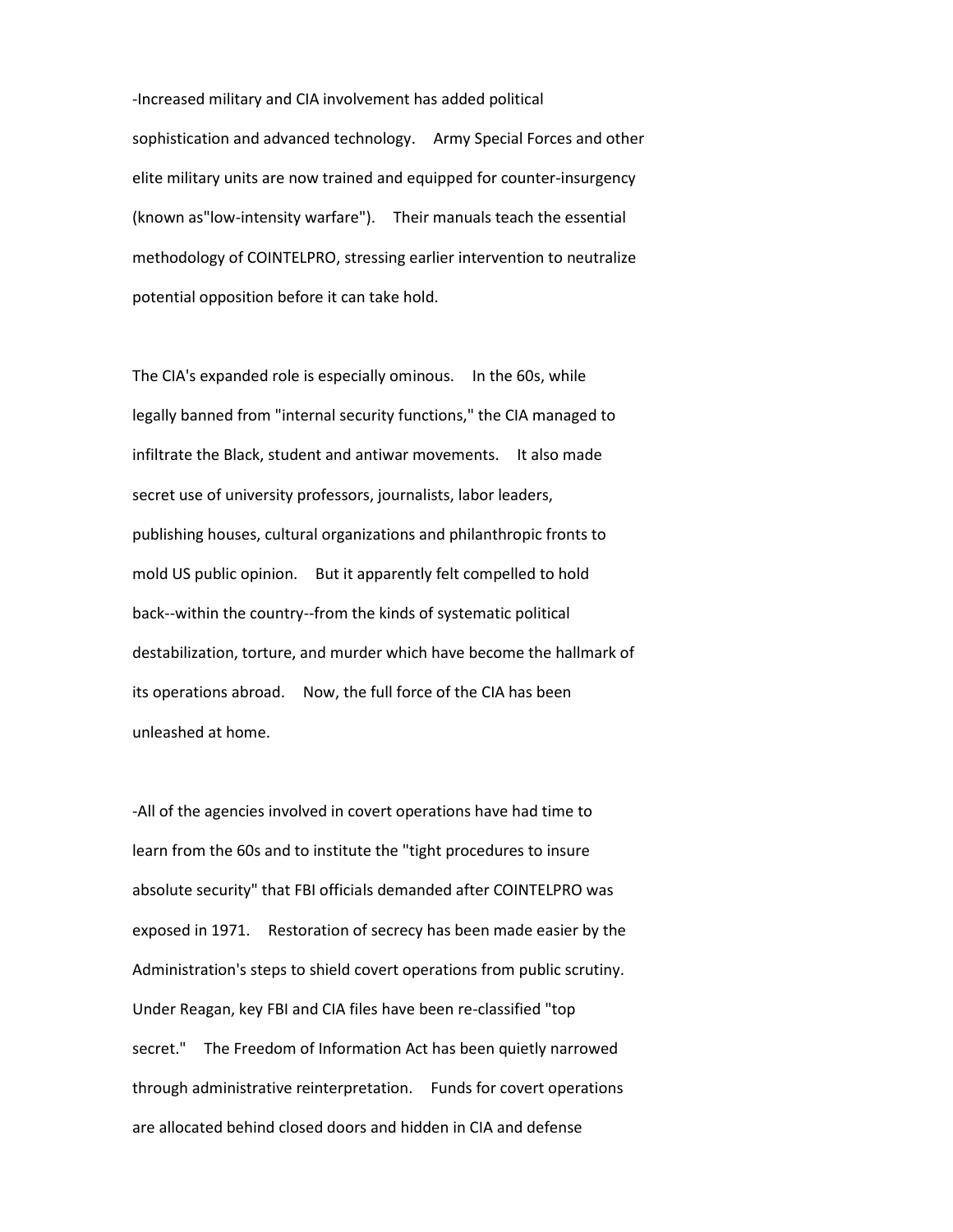-Increased military and CIA involvement has added political sophistication and advanced technology. Army Special Forces and other elite military units are now trained and equipped for counter-insurgency (known as"low-intensity warfare"). Their manuals teach the essential methodology of COINTELPRO, stressing earlier intervention to neutralize potential opposition before it can take hold.

The CIA's expanded role is especially ominous. In the 60s, while legally banned from "internal security functions," the CIA managed to infiltrate the Black, student and antiwar movements. It also made secret use of university professors, journalists, labor leaders, publishing houses, cultural organizations and philanthropic fronts to mold US public opinion. But it apparently felt compelled to hold back--within the country--from the kinds of systematic political destabilization, torture, and murder which have become the hallmark of its operations abroad. Now, the full force of the CIA has been unleashed at home.

-All of the agencies involved in covert operations have had time to learn from the 60s and to institute the "tight procedures to insure absolute security" that FBI officials demanded after COINTELPRO was exposed in 1971. Restoration of secrecy has been made easier by the Administration's steps to shield covert operations from public scrutiny. Under Reagan, key FBI and CIA files have been re-classified "top secret." The Freedom of Information Act has been quietly narrowed through administrative reinterpretation. Funds for covert operations are allocated behind closed doors and hidden in CIA and defense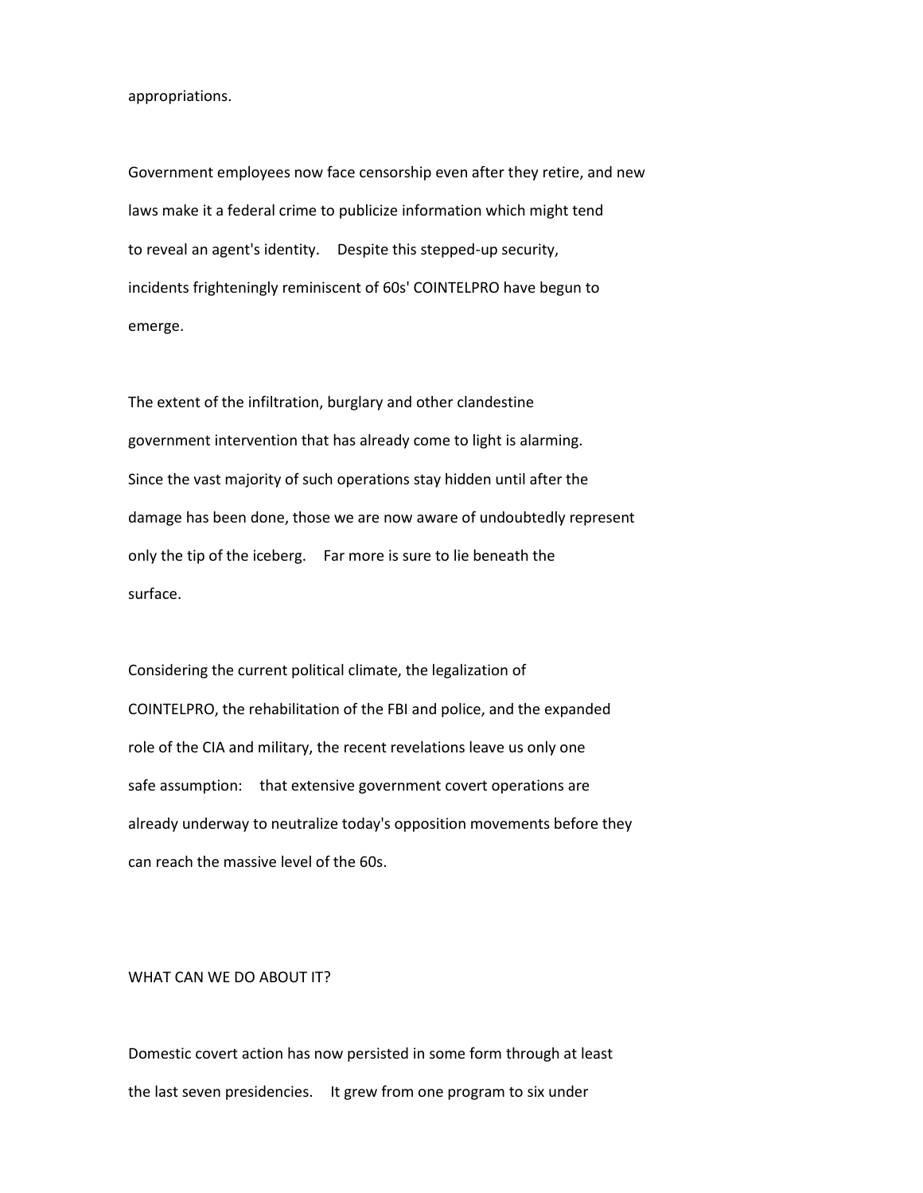appropriations.

Government employees now face censorship even after they retire, and new laws make it a federal crime to publicize information which might tend to reveal an agent's identity. Despite this stepped-up security, incidents frighteningly reminiscent of 60s' COINTELPRO have begun to emerge.

The extent of the infiltration, burglary and other clandestine government intervention that has already come to light is alarming. Since the vast majority of such operations stay hidden until after the damage has been done, those we are now aware of undoubtedly represent only the tip of the iceberg. Far more is sure to lie beneath the surface.

Considering the current political climate, the legalization of COINTELPRO, the rehabilitation of the FBI and police, and the expanded role of the CIA and military, the recent revelations leave us only one safe assumption: that extensive government covert operations are already underway to neutralize today's opposition movements before they can reach the massive level of the 60s.

## WHAT CAN WE DO ABOUT IT?

Domestic covert action has now persisted in some form through at least the last seven presidencies. It grew from one program to six under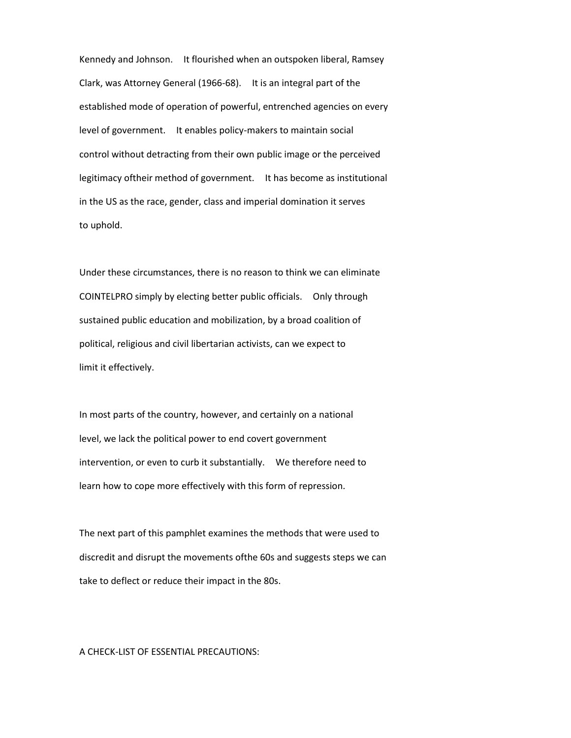Kennedy and Johnson. It flourished when an outspoken liberal, Ramsey Clark, was Attorney General (1966-68). It is an integral part of the established mode of operation of powerful, entrenched agencies on every level of government. It enables policy-makers to maintain social control without detracting from their own public image or the perceived legitimacy oftheir method of government. It has become as institutional in the US as the race, gender, class and imperial domination it serves to uphold.

Under these circumstances, there is no reason to think we can eliminate COINTELPRO simply by electing better public officials. Only through sustained public education and mobilization, by a broad coalition of political, religious and civil libertarian activists, can we expect to limit it effectively.

In most parts of the country, however, and certainly on a national level, we lack the political power to end covert government intervention, or even to curb it substantially. We therefore need to learn how to cope more effectively with this form of repression.

The next part of this pamphlet examines the methods that were used to discredit and disrupt the movements ofthe 60s and suggests steps we can take to deflect or reduce their impact in the 80s.

A CHECK-LIST OF ESSENTIAL PRECAUTIONS: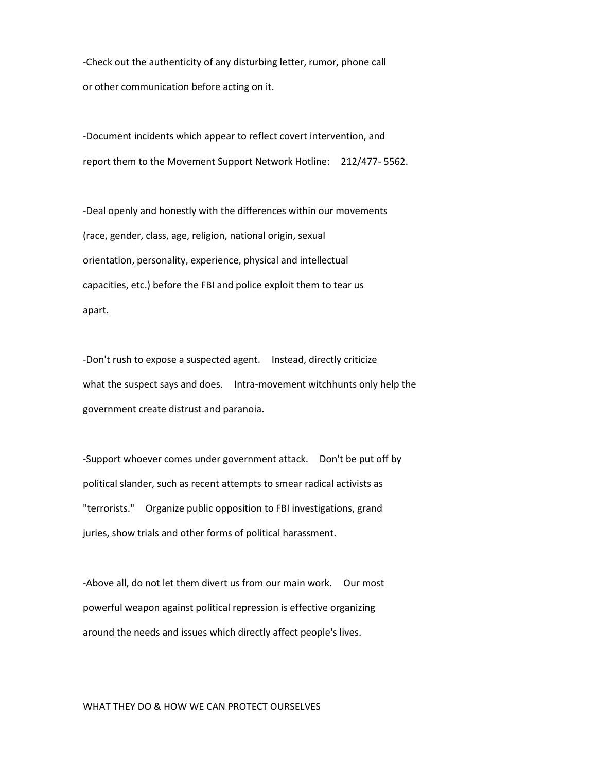-Check out the authenticity of any disturbing letter, rumor, phone call or other communication before acting on it.

-Document incidents which appear to reflect covert intervention, and report them to the Movement Support Network Hotline: 212/477- 5562.

-Deal openly and honestly with the differences within our movements (race, gender, class, age, religion, national origin, sexual orientation, personality, experience, physical and intellectual capacities, etc.) before the FBI and police exploit them to tear us apart.

-Don't rush to expose a suspected agent. Instead, directly criticize what the suspect says and does. Intra-movement witchhunts only help the government create distrust and paranoia.

-Support whoever comes under government attack. Don't be put off by political slander, such as recent attempts to smear radical activists as "terrorists." Organize public opposition to FBI investigations, grand juries, show trials and other forms of political harassment.

-Above all, do not let them divert us from our main work. Our most powerful weapon against political repression is effective organizing around the needs and issues which directly affect people's lives.

WHAT THEY DO & HOW WE CAN PROTECT OURSELVES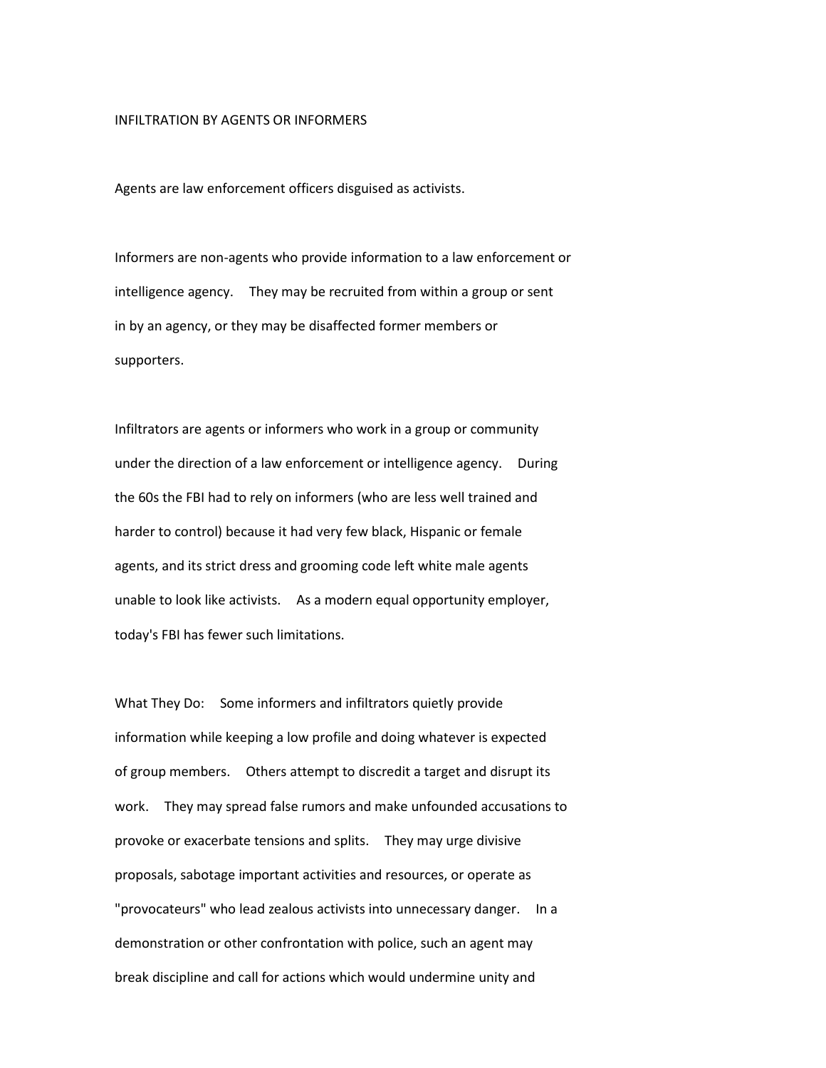## INFILTRATION BY AGENTS OR INFORMERS

Agents are law enforcement officers disguised as activists.

Informers are non-agents who provide information to a law enforcement or intelligence agency. They may be recruited from within a group or sent in by an agency, or they may be disaffected former members or supporters.

Infiltrators are agents or informers who work in a group or community under the direction of a law enforcement or intelligence agency. During the 60s the FBI had to rely on informers (who are less well trained and harder to control) because it had very few black, Hispanic or female agents, and its strict dress and grooming code left white male agents unable to look like activists. As a modern equal opportunity employer, today's FBI has fewer such limitations.

What They Do: Some informers and infiltrators quietly provide information while keeping a low profile and doing whatever is expected of group members. Others attempt to discredit a target and disrupt its work. They may spread false rumors and make unfounded accusations to provoke or exacerbate tensions and splits. They may urge divisive proposals, sabotage important activities and resources, or operate as "provocateurs" who lead zealous activists into unnecessary danger. In a demonstration or other confrontation with police, such an agent may break discipline and call for actions which would undermine unity and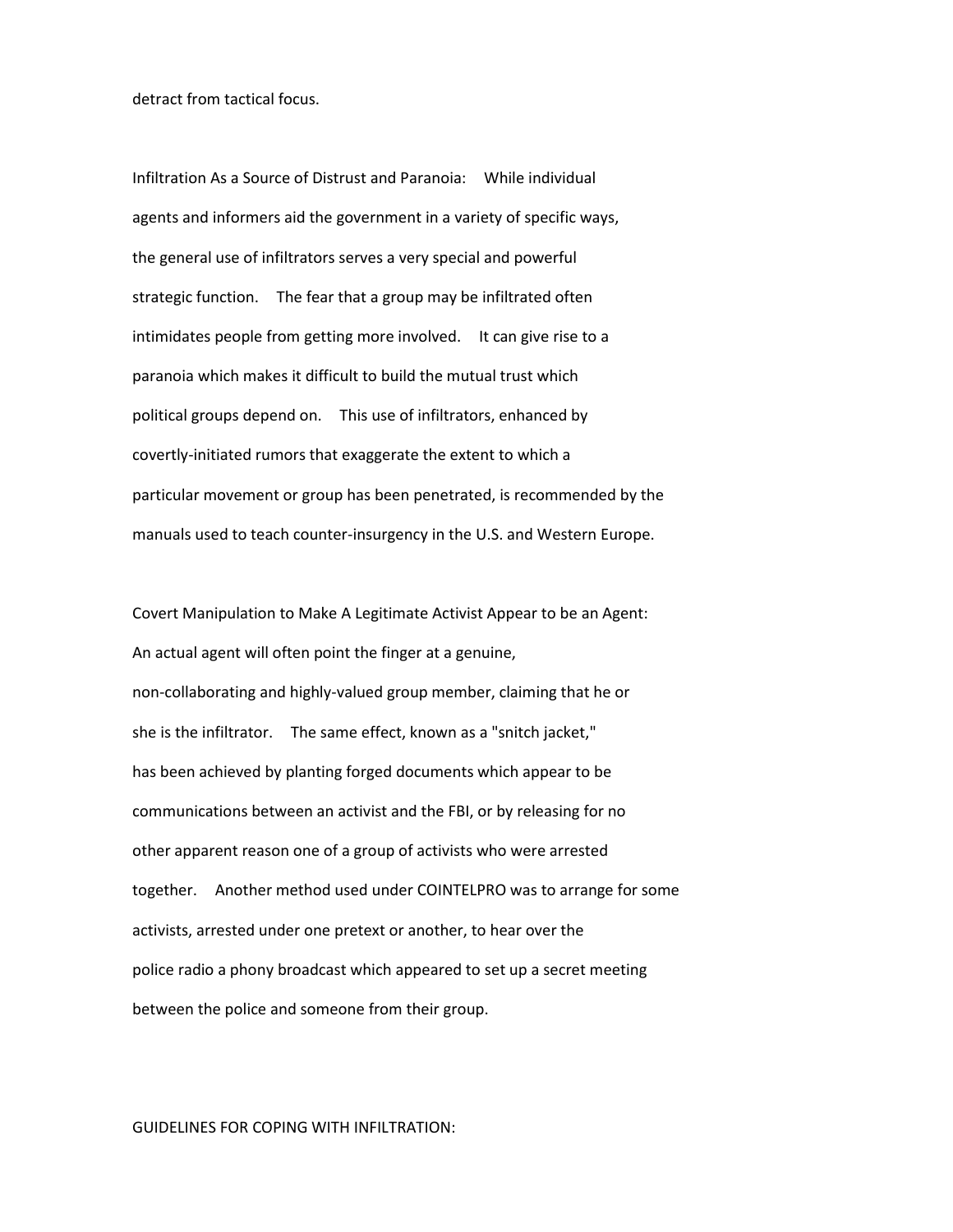detract from tactical focus.

Infiltration As a Source of Distrust and Paranoia: While individual agents and informers aid the government in a variety of specific ways, the general use of infiltrators serves a very special and powerful strategic function. The fear that a group may be infiltrated often intimidates people from getting more involved. It can give rise to a paranoia which makes it difficult to build the mutual trust which political groups depend on. This use of infiltrators, enhanced by covertly-initiated rumors that exaggerate the extent to which a particular movement or group has been penetrated, is recommended by the manuals used to teach counter-insurgency in the U.S. and Western Europe.

Covert Manipulation to Make A Legitimate Activist Appear to be an Agent: An actual agent will often point the finger at a genuine, non-collaborating and highly-valued group member, claiming that he or she is the infiltrator. The same effect, known as a "snitch jacket," has been achieved by planting forged documents which appear to be communications between an activist and the FBI, or by releasing for no other apparent reason one of a group of activists who were arrested together. Another method used under COINTELPRO was to arrange for some activists, arrested under one pretext or another, to hear over the police radio a phony broadcast which appeared to set up a secret meeting between the police and someone from their group.

GUIDELINES FOR COPING WITH INFILTRATION: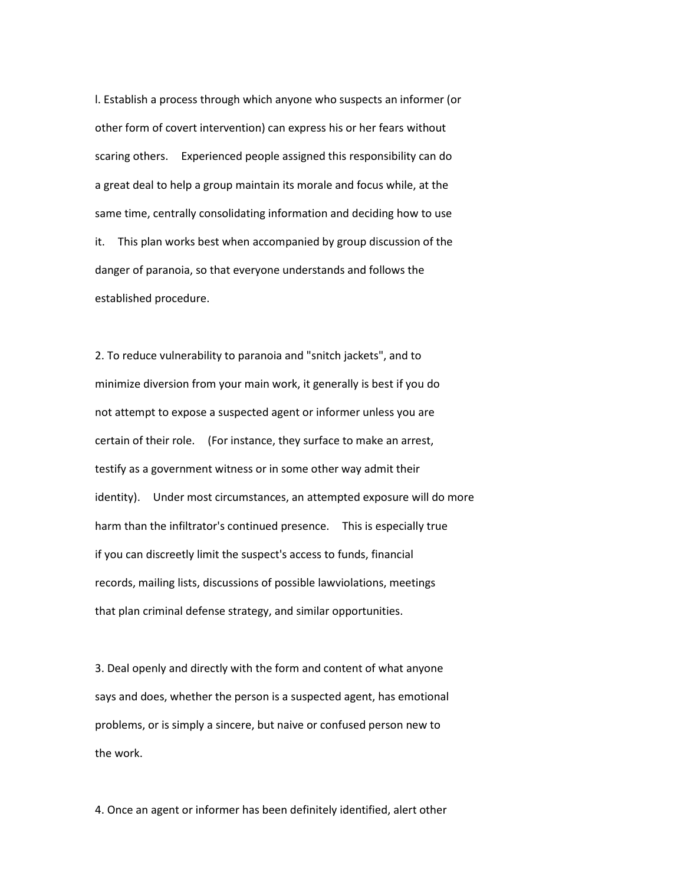l. Establish a process through which anyone who suspects an informer (or other form of covert intervention) can express his or her fears without scaring others. Experienced people assigned this responsibility can do a great deal to help a group maintain its morale and focus while, at the same time, centrally consolidating information and deciding how to use it. This plan works best when accompanied by group discussion of the danger of paranoia, so that everyone understands and follows the established procedure.

2. To reduce vulnerability to paranoia and "snitch jackets", and to minimize diversion from your main work, it generally is best if you do not attempt to expose a suspected agent or informer unless you are certain of their role. (For instance, they surface to make an arrest, testify as a government witness or in some other way admit their identity). Under most circumstances, an attempted exposure will do more harm than the infiltrator's continued presence. This is especially true if you can discreetly limit the suspect's access to funds, financial records, mailing lists, discussions of possible lawviolations, meetings that plan criminal defense strategy, and similar opportunities.

3. Deal openly and directly with the form and content of what anyone says and does, whether the person is a suspected agent, has emotional problems, or is simply a sincere, but naive or confused person new to the work.

4. Once an agent or informer has been definitely identified, alert other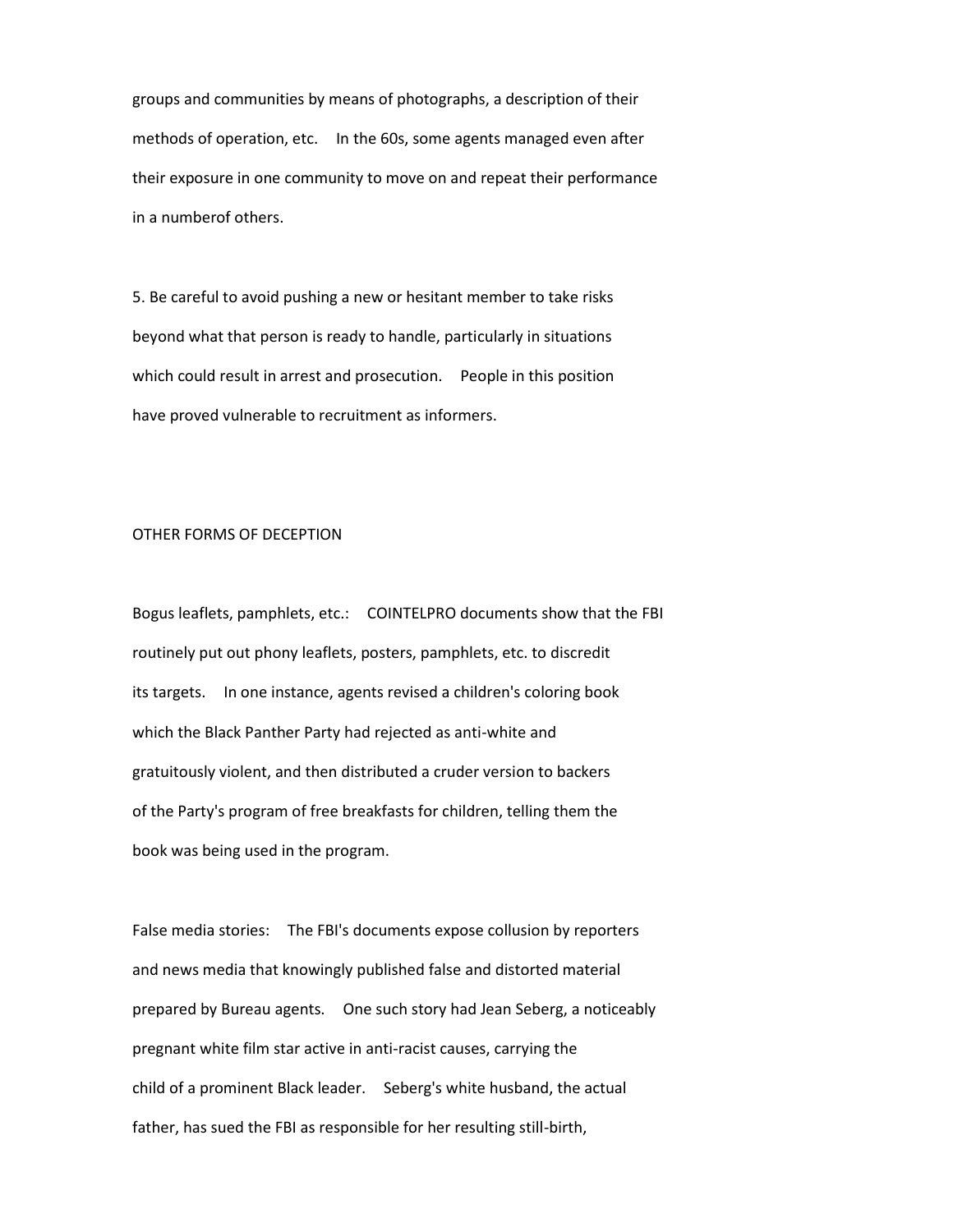groups and communities by means of photographs, a description of their methods of operation, etc. In the 60s, some agents managed even after their exposure in one community to move on and repeat their performance in a numberof others.

5. Be careful to avoid pushing a new or hesitant member to take risks beyond what that person is ready to handle, particularly in situations which could result in arrest and prosecution. People in this position have proved vulnerable to recruitment as informers.

## OTHER FORMS OF DECEPTION

Bogus leaflets, pamphlets, etc.: COINTELPRO documents show that the FBI routinely put out phony leaflets, posters, pamphlets, etc. to discredit its targets. In one instance, agents revised a children's coloring book which the Black Panther Party had rejected as anti-white and gratuitously violent, and then distributed a cruder version to backers of the Party's program of free breakfasts for children, telling them the book was being used in the program.

False media stories: The FBI's documents expose collusion by reporters and news media that knowingly published false and distorted material prepared by Bureau agents. One such story had Jean Seberg, a noticeably pregnant white film star active in anti-racist causes, carrying the child of a prominent Black leader. Seberg's white husband, the actual father, has sued the FBI as responsible for her resulting still-birth,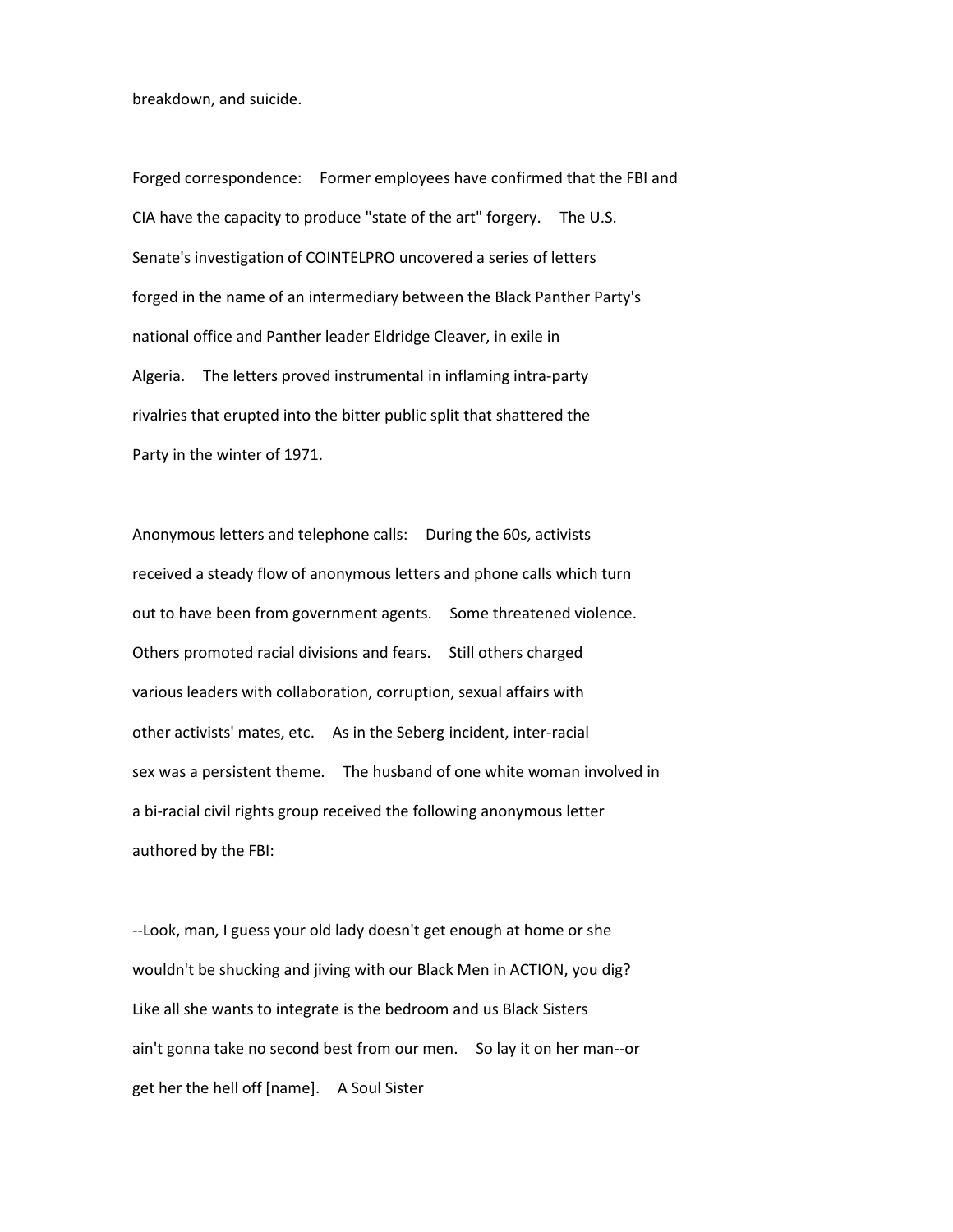breakdown, and suicide.

Forged correspondence: Former employees have confirmed that the FBI and CIA have the capacity to produce "state of the art" forgery. The U.S. Senate's investigation of COINTELPRO uncovered a series of letters forged in the name of an intermediary between the Black Panther Party's national office and Panther leader Eldridge Cleaver, in exile in Algeria. The letters proved instrumental in inflaming intra-party rivalries that erupted into the bitter public split that shattered the Party in the winter of 1971.

Anonymous letters and telephone calls: During the 60s, activists received a steady flow of anonymous letters and phone calls which turn out to have been from government agents. Some threatened violence. Others promoted racial divisions and fears. Still others charged various leaders with collaboration, corruption, sexual affairs with other activists' mates, etc. As in the Seberg incident, inter-racial sex was a persistent theme. The husband of one white woman involved in a bi-racial civil rights group received the following anonymous letter authored by the FBI:

--Look, man, I guess your old lady doesn't get enough at home or she wouldn't be shucking and jiving with our Black Men in ACTION, you dig? Like all she wants to integrate is the bedroom and us Black Sisters ain't gonna take no second best from our men. So lay it on her man--or get her the hell off [name]. A Soul Sister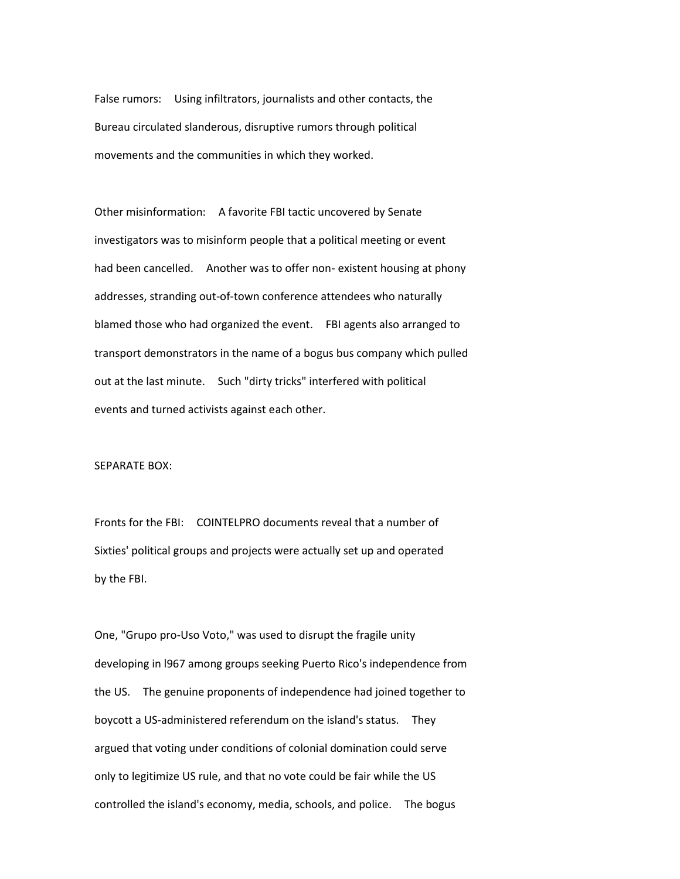False rumors: Using infiltrators, journalists and other contacts, the Bureau circulated slanderous, disruptive rumors through political movements and the communities in which they worked.

Other misinformation: A favorite FBI tactic uncovered by Senate investigators was to misinform people that a political meeting or event had been cancelled. Another was to offer non- existent housing at phony addresses, stranding out-of-town conference attendees who naturally blamed those who had organized the event. FBI agents also arranged to transport demonstrators in the name of a bogus bus company which pulled out at the last minute. Such "dirty tricks" interfered with political events and turned activists against each other.

SEPARATE BOX:

Fronts for the FBI: COINTELPRO documents reveal that a number of Sixties' political groups and projects were actually set up and operated by the FBI.

One, "Grupo pro-Uso Voto," was used to disrupt the fragile unity developing in l967 among groups seeking Puerto Rico's independence from the US. The genuine proponents of independence had joined together to boycott a US-administered referendum on the island's status. They argued that voting under conditions of colonial domination could serve only to legitimize US rule, and that no vote could be fair while the US controlled the island's economy, media, schools, and police. The bogus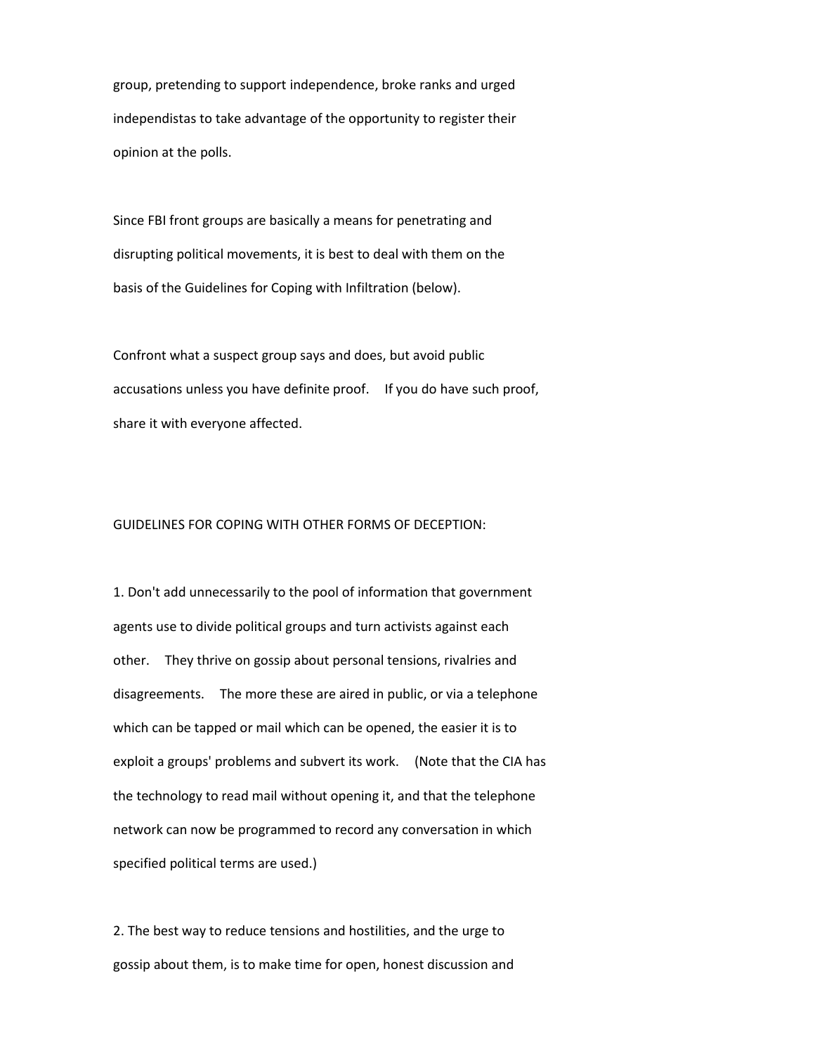group, pretending to support independence, broke ranks and urged independistas to take advantage of the opportunity to register their opinion at the polls.

Since FBI front groups are basically a means for penetrating and disrupting political movements, it is best to deal with them on the basis of the Guidelines for Coping with Infiltration (below).

Confront what a suspect group says and does, but avoid public accusations unless you have definite proof. If you do have such proof, share it with everyone affected.

GUIDELINES FOR COPING WITH OTHER FORMS OF DECEPTION:

1. Don't add unnecessarily to the pool of information that government agents use to divide political groups and turn activists against each other. They thrive on gossip about personal tensions, rivalries and disagreements. The more these are aired in public, or via a telephone which can be tapped or mail which can be opened, the easier it is to exploit a groups' problems and subvert its work. (Note that the CIA has the technology to read mail without opening it, and that the telephone network can now be programmed to record any conversation in which specified political terms are used.)

2. The best way to reduce tensions and hostilities, and the urge to gossip about them, is to make time for open, honest discussion and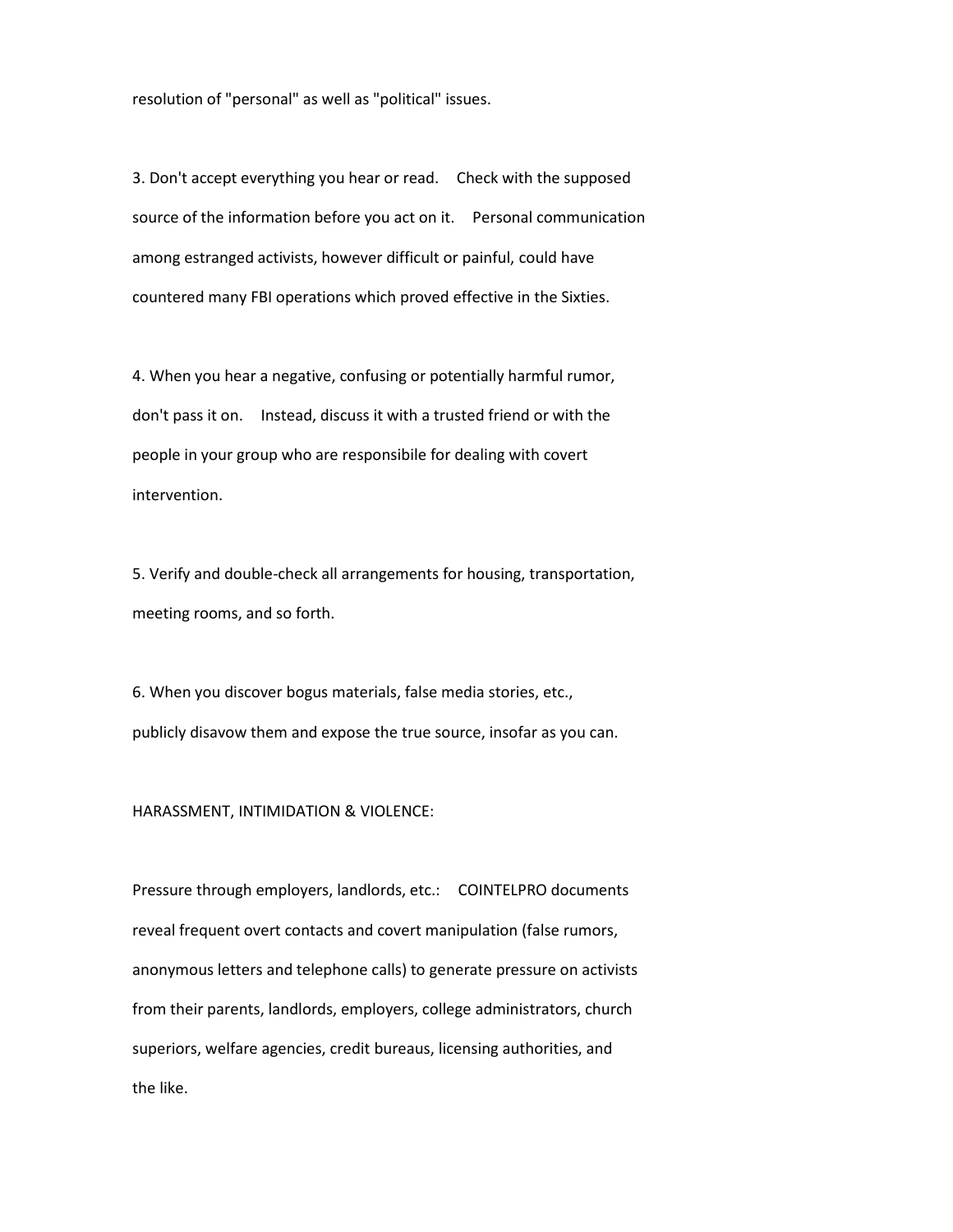resolution of "personal" as well as "political" issues.

3. Don't accept everything you hear or read. Check with the supposed source of the information before you act on it. Personal communication among estranged activists, however difficult or painful, could have countered many FBI operations which proved effective in the Sixties.

4. When you hear a negative, confusing or potentially harmful rumor, don't pass it on. Instead, discuss it with a trusted friend or with the people in your group who are responsibile for dealing with covert intervention.

5. Verify and double-check all arrangements for housing, transportation, meeting rooms, and so forth.

6. When you discover bogus materials, false media stories, etc., publicly disavow them and expose the true source, insofar as you can.

HARASSMENT, INTIMIDATION & VIOLENCE:

Pressure through employers, landlords, etc.: COINTELPRO documents reveal frequent overt contacts and covert manipulation (false rumors, anonymous letters and telephone calls) to generate pressure on activists from their parents, landlords, employers, college administrators, church superiors, welfare agencies, credit bureaus, licensing authorities, and the like.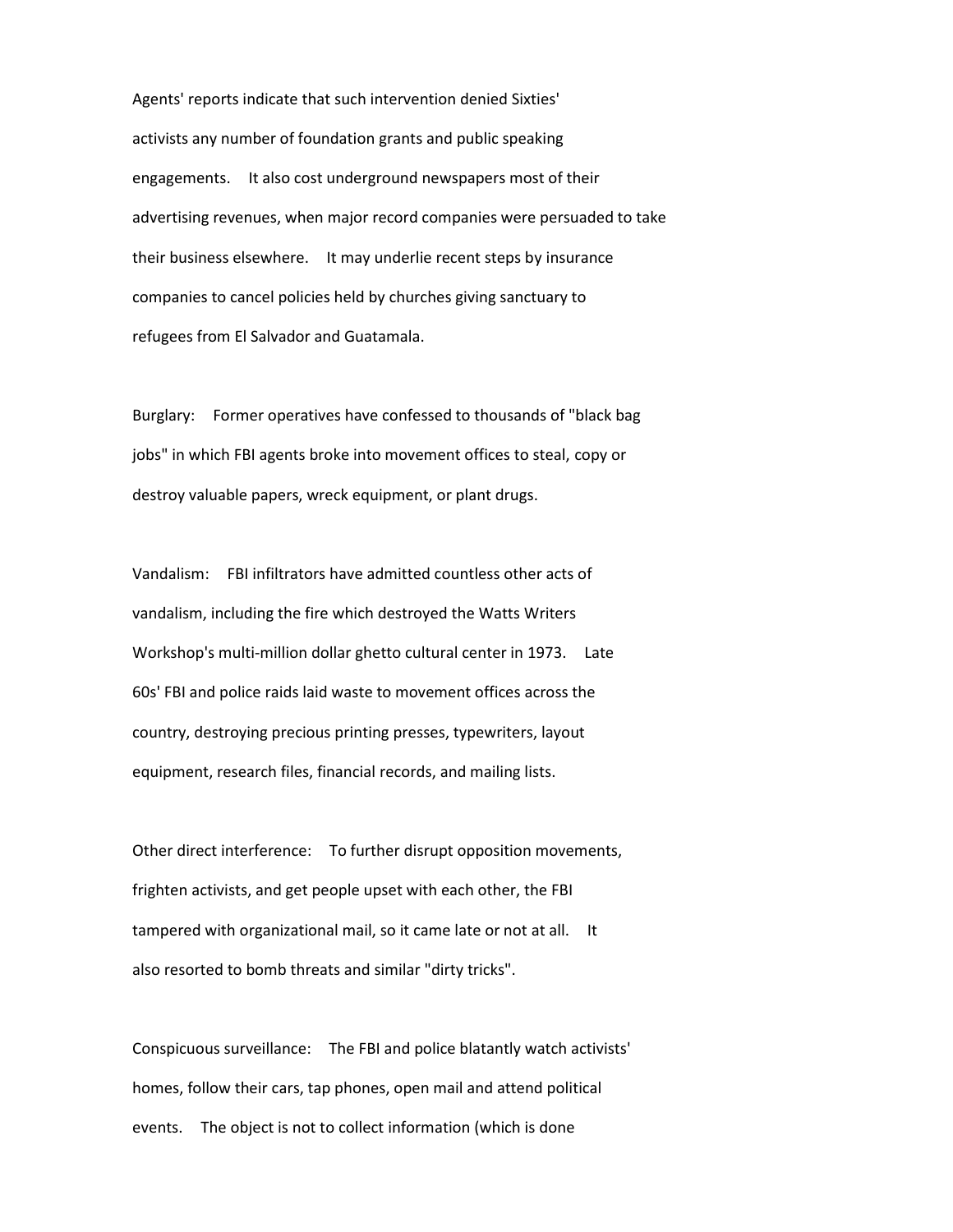Agents' reports indicate that such intervention denied Sixties' activists any number of foundation grants and public speaking engagements. It also cost underground newspapers most of their advertising revenues, when major record companies were persuaded to take their business elsewhere. It may underlie recent steps by insurance companies to cancel policies held by churches giving sanctuary to refugees from El Salvador and Guatamala.

Burglary: Former operatives have confessed to thousands of "black bag jobs" in which FBI agents broke into movement offices to steal, copy or destroy valuable papers, wreck equipment, or plant drugs.

Vandalism: FBI infiltrators have admitted countless other acts of vandalism, including the fire which destroyed the Watts Writers Workshop's multi-million dollar ghetto cultural center in 1973. Late 60s' FBI and police raids laid waste to movement offices across the country, destroying precious printing presses, typewriters, layout equipment, research files, financial records, and mailing lists.

Other direct interference: To further disrupt opposition movements, frighten activists, and get people upset with each other, the FBI tampered with organizational mail, so it came late or not at all. It also resorted to bomb threats and similar "dirty tricks".

Conspicuous surveillance: The FBI and police blatantly watch activists' homes, follow their cars, tap phones, open mail and attend political events. The object is not to collect information (which is done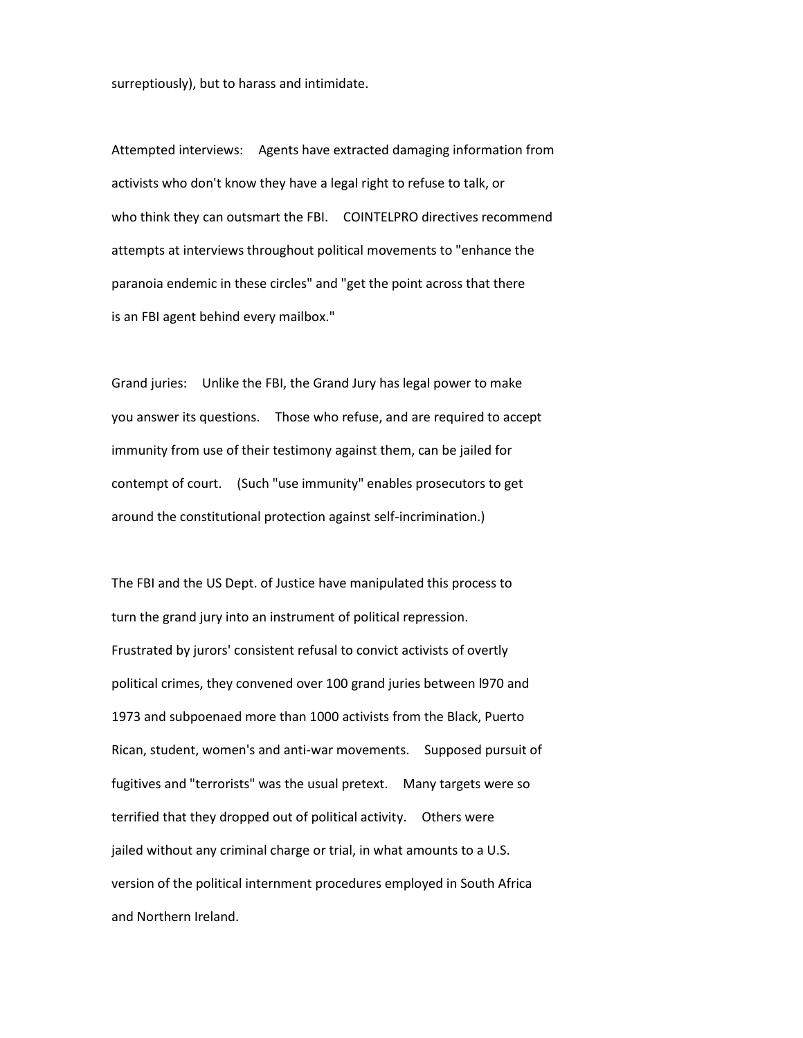surreptiously), but to harass and intimidate.

Attempted interviews: Agents have extracted damaging information from activists who don't know they have a legal right to refuse to talk, or who think they can outsmart the FBI. COINTELPRO directives recommend attempts at interviews throughout political movements to "enhance the paranoia endemic in these circles" and "get the point across that there is an FBI agent behind every mailbox."

Grand juries: Unlike the FBI, the Grand Jury has legal power to make you answer its questions. Those who refuse, and are required to accept immunity from use of their testimony against them, can be jailed for contempt of court. (Such "use immunity" enables prosecutors to get around the constitutional protection against self-incrimination.)

The FBI and the US Dept. of Justice have manipulated this process to turn the grand jury into an instrument of political repression. Frustrated by jurors' consistent refusal to convict activists of overtly political crimes, they convened over 100 grand juries between l970 and 1973 and subpoenaed more than 1000 activists from the Black, Puerto Rican, student, women's and anti-war movements. Supposed pursuit of fugitives and "terrorists" was the usual pretext. Many targets were so terrified that they dropped out of political activity. Others were jailed without any criminal charge or trial, in what amounts to a U.S. version of the political internment procedures employed in South Africa and Northern Ireland.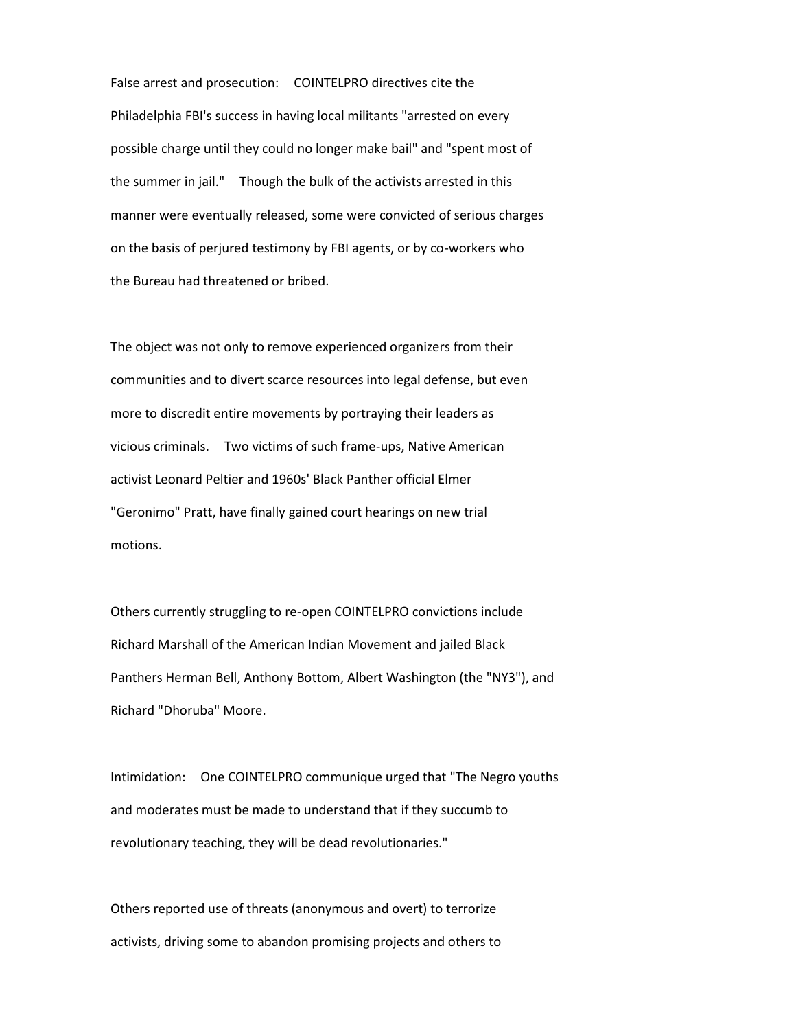False arrest and prosecution: COINTELPRO directives cite the Philadelphia FBI's success in having local militants "arrested on every possible charge until they could no longer make bail" and "spent most of the summer in jail." Though the bulk of the activists arrested in this manner were eventually released, some were convicted of serious charges on the basis of perjured testimony by FBI agents, or by co-workers who the Bureau had threatened or bribed.

The object was not only to remove experienced organizers from their communities and to divert scarce resources into legal defense, but even more to discredit entire movements by portraying their leaders as vicious criminals. Two victims of such frame-ups, Native American activist Leonard Peltier and 1960s' Black Panther official Elmer "Geronimo" Pratt, have finally gained court hearings on new trial motions.

Others currently struggling to re-open COINTELPRO convictions include Richard Marshall of the American Indian Movement and jailed Black Panthers Herman Bell, Anthony Bottom, Albert Washington (the "NY3"), and Richard "Dhoruba" Moore.

Intimidation: One COINTELPRO communique urged that "The Negro youths and moderates must be made to understand that if they succumb to revolutionary teaching, they will be dead revolutionaries."

Others reported use of threats (anonymous and overt) to terrorize activists, driving some to abandon promising projects and others to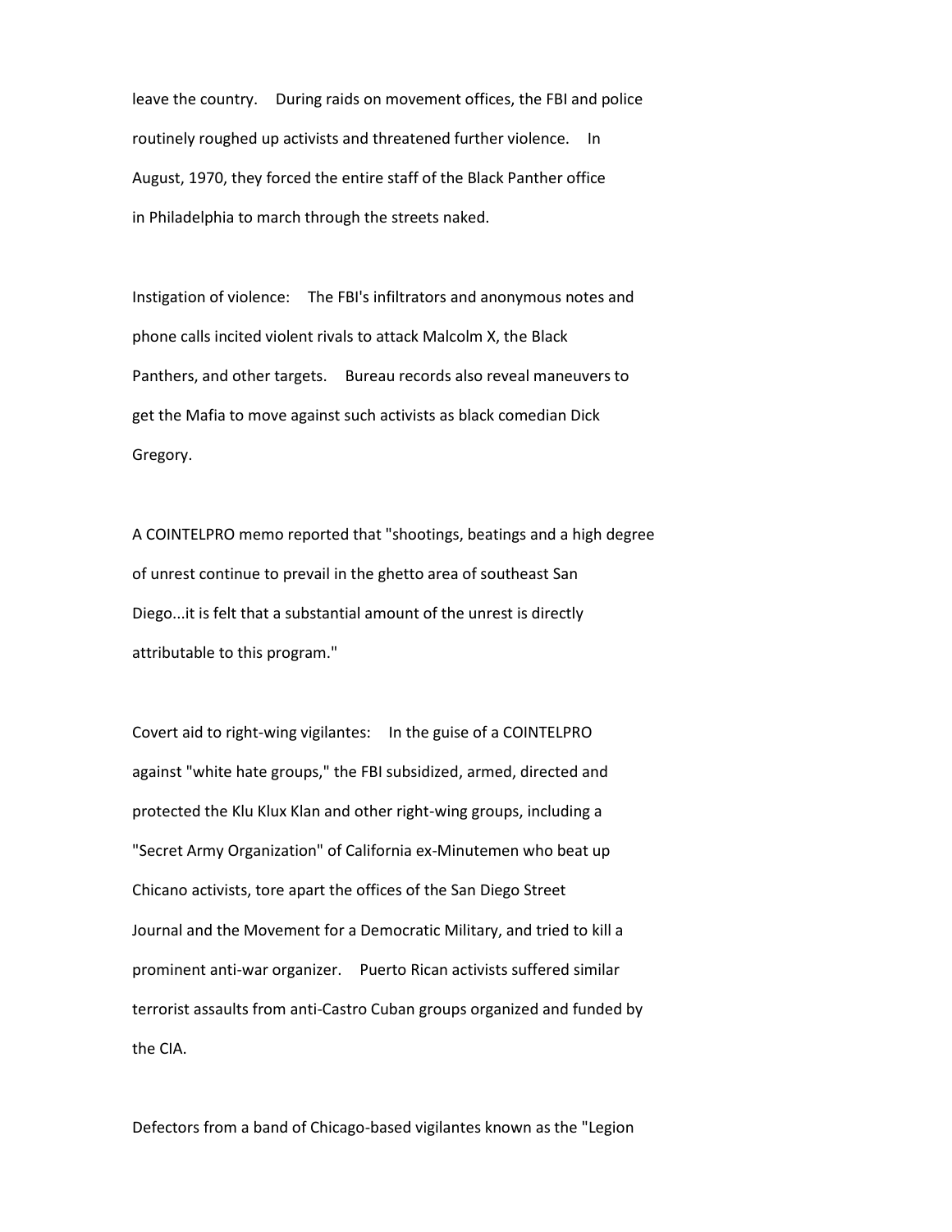leave the country. During raids on movement offices, the FBI and police routinely roughed up activists and threatened further violence. In August, 1970, they forced the entire staff of the Black Panther office in Philadelphia to march through the streets naked.

Instigation of violence: The FBI's infiltrators and anonymous notes and phone calls incited violent rivals to attack Malcolm X, the Black Panthers, and other targets. Bureau records also reveal maneuvers to get the Mafia to move against such activists as black comedian Dick Gregory.

A COINTELPRO memo reported that "shootings, beatings and a high degree of unrest continue to prevail in the ghetto area of southeast San Diego...it is felt that a substantial amount of the unrest is directly attributable to this program."

Covert aid to right-wing vigilantes: In the guise of a COINTELPRO against "white hate groups," the FBI subsidized, armed, directed and protected the Klu Klux Klan and other right-wing groups, including a "Secret Army Organization" of California ex-Minutemen who beat up Chicano activists, tore apart the offices of the San Diego Street Journal and the Movement for a Democratic Military, and tried to kill a prominent anti-war organizer. Puerto Rican activists suffered similar terrorist assaults from anti-Castro Cuban groups organized and funded by the CIA.

Defectors from a band of Chicago-based vigilantes known as the "Legion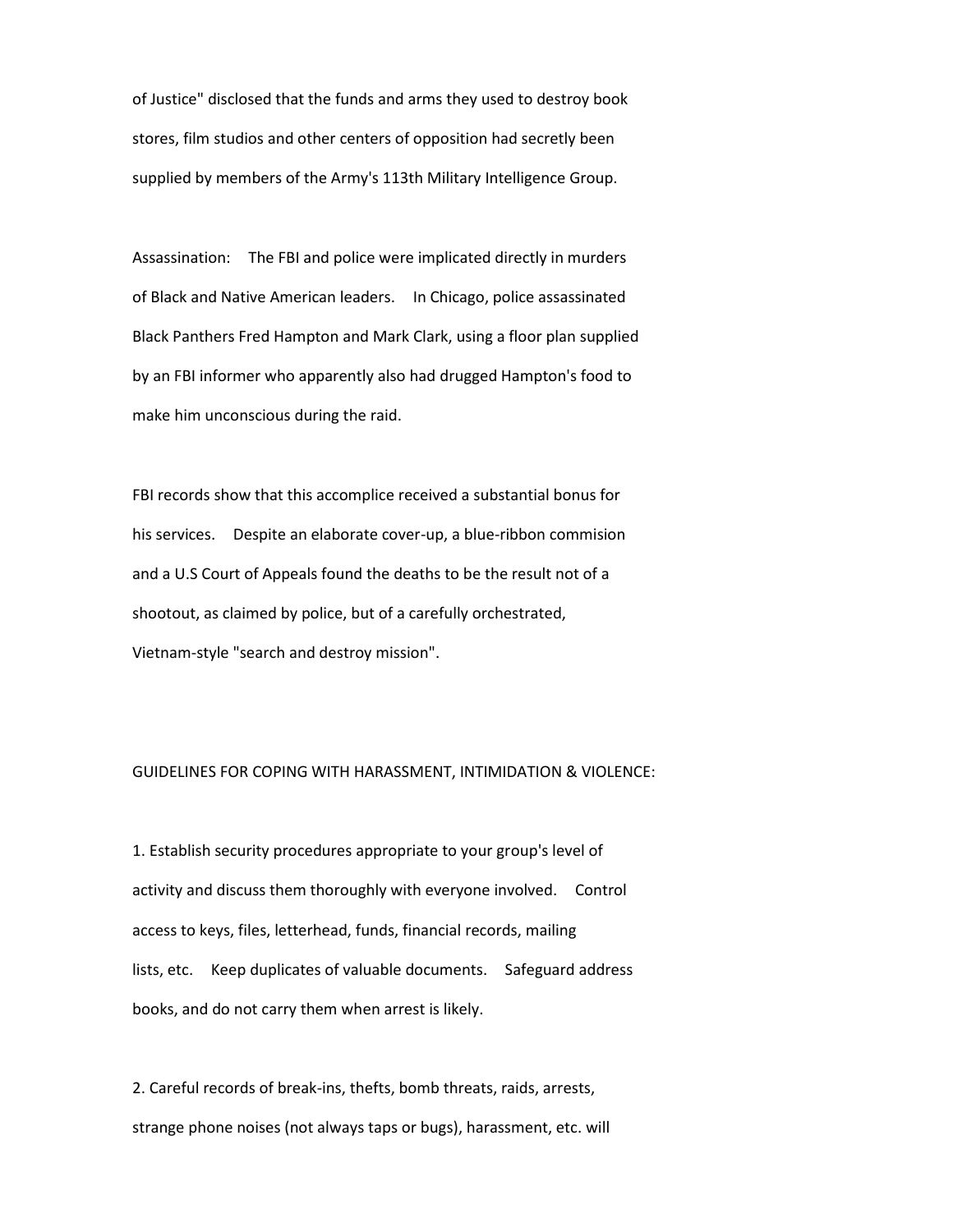of Justice" disclosed that the funds and arms they used to destroy book stores, film studios and other centers of opposition had secretly been supplied by members of the Army's 113th Military Intelligence Group.

Assassination: The FBI and police were implicated directly in murders of Black and Native American leaders. In Chicago, police assassinated Black Panthers Fred Hampton and Mark Clark, using a floor plan supplied by an FBI informer who apparently also had drugged Hampton's food to make him unconscious during the raid.

FBI records show that this accomplice received a substantial bonus for his services. Despite an elaborate cover-up, a blue-ribbon commision and a U.S Court of Appeals found the deaths to be the result not of a shootout, as claimed by police, but of a carefully orchestrated, Vietnam-style "search and destroy mission".

GUIDELINES FOR COPING WITH HARASSMENT, INTIMIDATION & VIOLENCE:

1. Establish security procedures appropriate to your group's level of activity and discuss them thoroughly with everyone involved. Control access to keys, files, letterhead, funds, financial records, mailing lists, etc. Keep duplicates of valuable documents. Safeguard address books, and do not carry them when arrest is likely.

2. Careful records of break-ins, thefts, bomb threats, raids, arrests, strange phone noises (not always taps or bugs), harassment, etc. will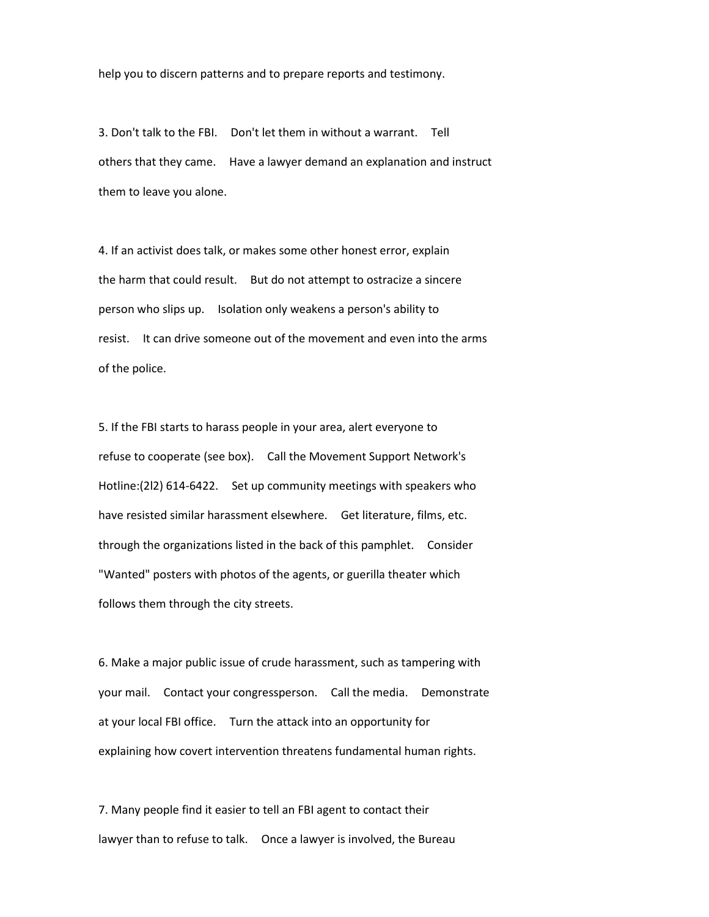help you to discern patterns and to prepare reports and testimony.

3. Don't talk to the FBI. Don't let them in without a warrant. Tell others that they came. Have a lawyer demand an explanation and instruct them to leave you alone.

4. If an activist does talk, or makes some other honest error, explain the harm that could result. But do not attempt to ostracize a sincere person who slips up. Isolation only weakens a person's ability to resist. It can drive someone out of the movement and even into the arms of the police.

5. If the FBI starts to harass people in your area, alert everyone to refuse to cooperate (see box). Call the Movement Support Network's Hotline:(2l2) 614-6422. Set up community meetings with speakers who have resisted similar harassment elsewhere. Get literature, films, etc. through the organizations listed in the back of this pamphlet. Consider "Wanted" posters with photos of the agents, or guerilla theater which follows them through the city streets.

6. Make a major public issue of crude harassment, such as tampering with your mail. Contact your congressperson. Call the media. Demonstrate at your local FBI office. Turn the attack into an opportunity for explaining how covert intervention threatens fundamental human rights.

7. Many people find it easier to tell an FBI agent to contact their lawyer than to refuse to talk. Once a lawyer is involved, the Bureau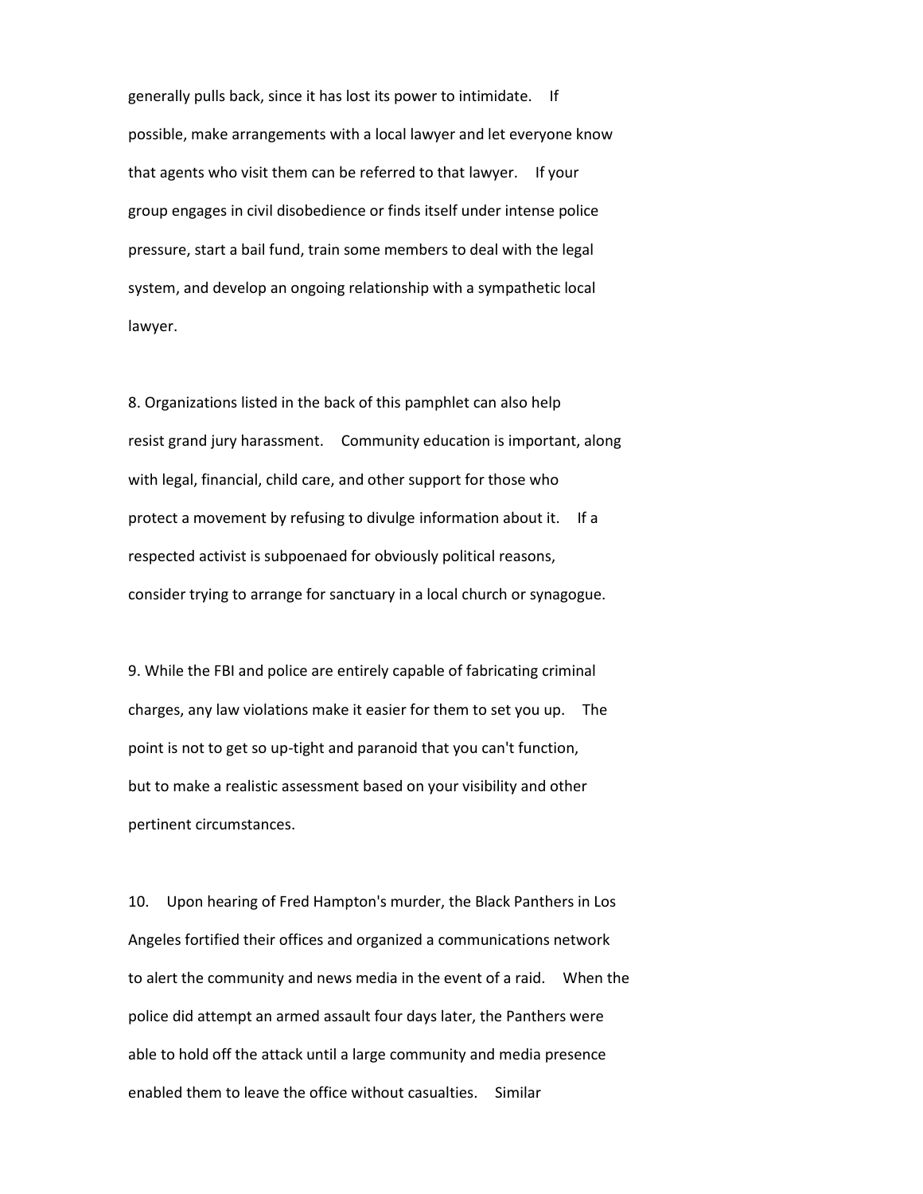generally pulls back, since it has lost its power to intimidate. If possible, make arrangements with a local lawyer and let everyone know that agents who visit them can be referred to that lawyer. If your group engages in civil disobedience or finds itself under intense police pressure, start a bail fund, train some members to deal with the legal system, and develop an ongoing relationship with a sympathetic local lawyer.

8. Organizations listed in the back of this pamphlet can also help resist grand jury harassment. Community education is important, along with legal, financial, child care, and other support for those who protect a movement by refusing to divulge information about it. If a respected activist is subpoenaed for obviously political reasons, consider trying to arrange for sanctuary in a local church or synagogue.

9. While the FBI and police are entirely capable of fabricating criminal charges, any law violations make it easier for them to set you up. The point is not to get so up-tight and paranoid that you can't function, but to make a realistic assessment based on your visibility and other pertinent circumstances.

10. Upon hearing of Fred Hampton's murder, the Black Panthers in Los Angeles fortified their offices and organized a communications network to alert the community and news media in the event of a raid. When the police did attempt an armed assault four days later, the Panthers were able to hold off the attack until a large community and media presence enabled them to leave the office without casualties. Similar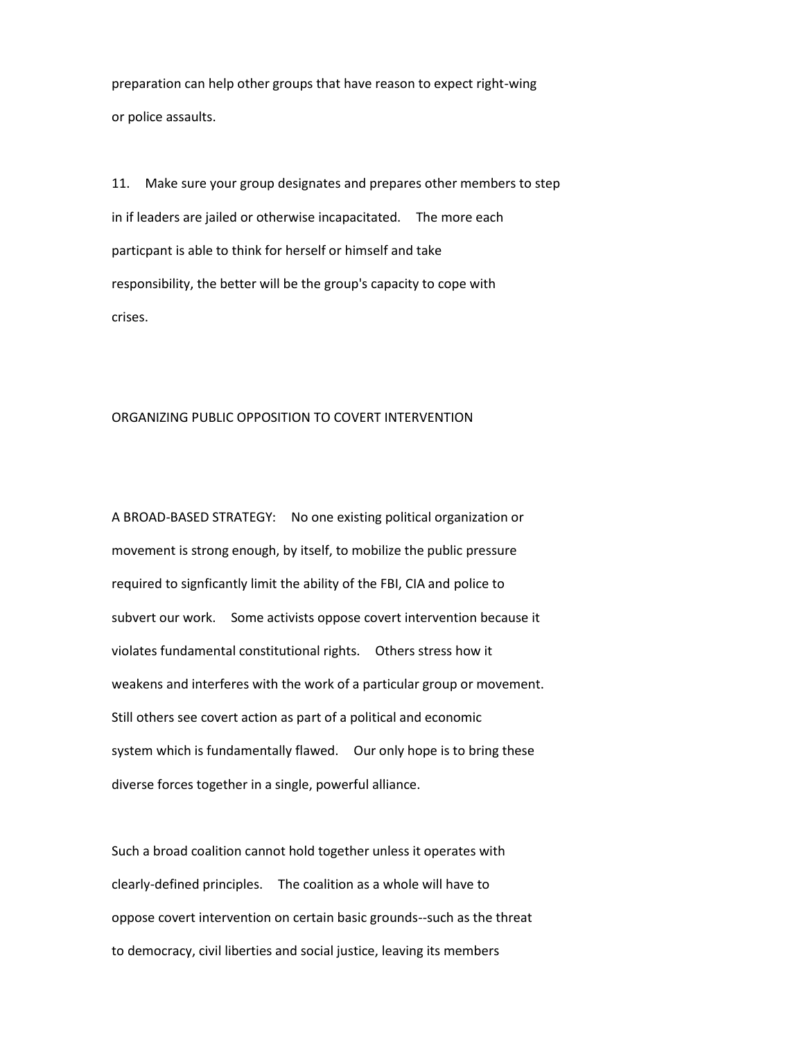preparation can help other groups that have reason to expect right-wing or police assaults.

11. Make sure your group designates and prepares other members to step in if leaders are jailed or otherwise incapacitated. The more each particpant is able to think for herself or himself and take responsibility, the better will be the group's capacity to cope with crises.

## ORGANIZING PUBLIC OPPOSITION TO COVERT INTERVENTION

A BROAD-BASED STRATEGY: No one existing political organization or movement is strong enough, by itself, to mobilize the public pressure required to signficantly limit the ability of the FBI, CIA and police to subvert our work. Some activists oppose covert intervention because it violates fundamental constitutional rights. Others stress how it weakens and interferes with the work of a particular group or movement. Still others see covert action as part of a political and economic system which is fundamentally flawed. Our only hope is to bring these diverse forces together in a single, powerful alliance.

Such a broad coalition cannot hold together unless it operates with clearly-defined principles. The coalition as a whole will have to oppose covert intervention on certain basic grounds--such as the threat to democracy, civil liberties and social justice, leaving its members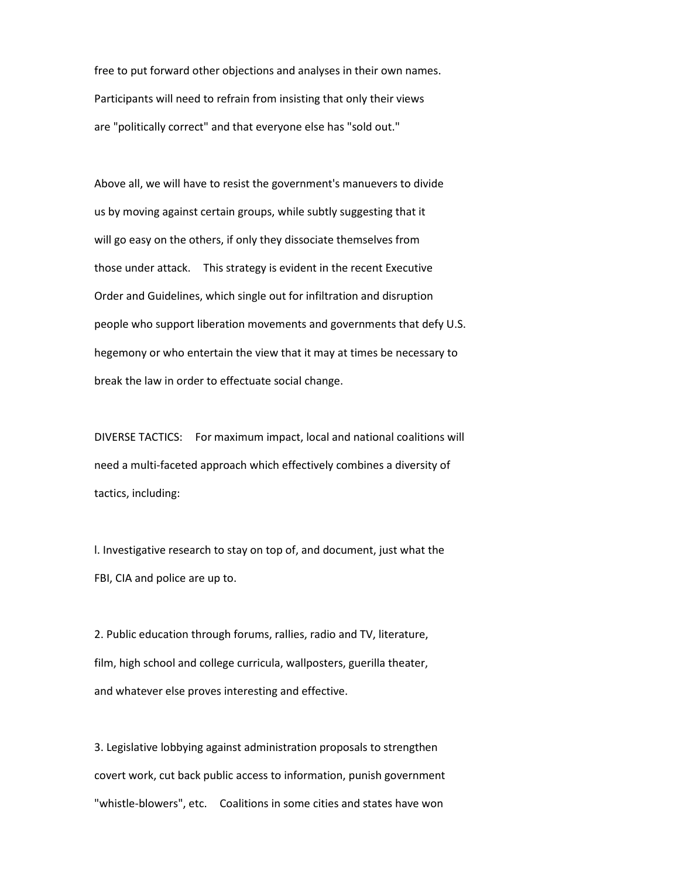free to put forward other objections and analyses in their own names. Participants will need to refrain from insisting that only their views are "politically correct" and that everyone else has "sold out."

Above all, we will have to resist the government's manuevers to divide us by moving against certain groups, while subtly suggesting that it will go easy on the others, if only they dissociate themselves from those under attack. This strategy is evident in the recent Executive Order and Guidelines, which single out for infiltration and disruption people who support liberation movements and governments that defy U.S. hegemony or who entertain the view that it may at times be necessary to break the law in order to effectuate social change.

DIVERSE TACTICS: For maximum impact, local and national coalitions will need a multi-faceted approach which effectively combines a diversity of tactics, including:

l. Investigative research to stay on top of, and document, just what the FBI, CIA and police are up to.

2. Public education through forums, rallies, radio and TV, literature, film, high school and college curricula, wallposters, guerilla theater, and whatever else proves interesting and effective.

3. Legislative lobbying against administration proposals to strengthen covert work, cut back public access to information, punish government "whistle-blowers", etc. Coalitions in some cities and states have won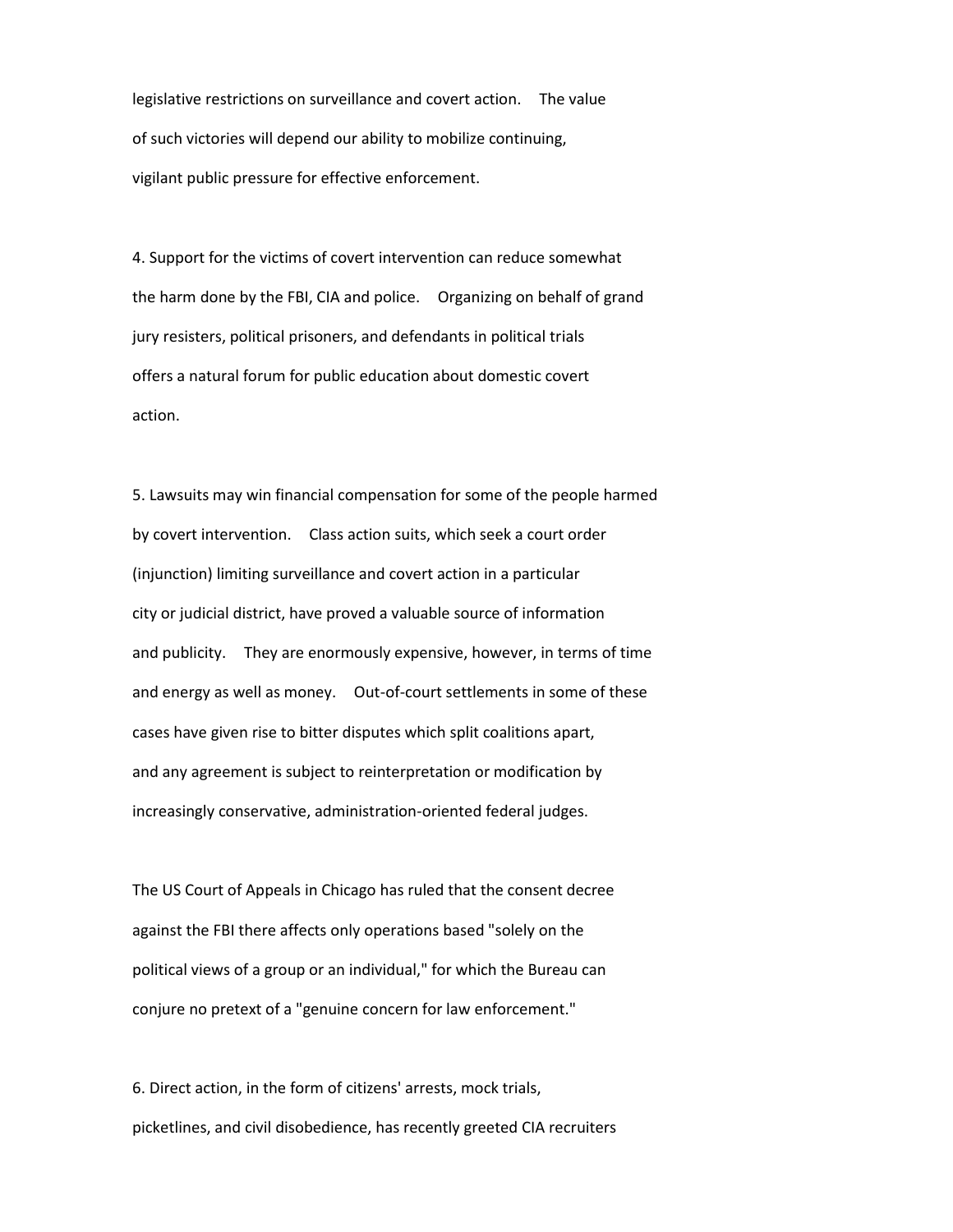legislative restrictions on surveillance and covert action. The value of such victories will depend our ability to mobilize continuing, vigilant public pressure for effective enforcement.

4. Support for the victims of covert intervention can reduce somewhat the harm done by the FBI, CIA and police. Organizing on behalf of grand jury resisters, political prisoners, and defendants in political trials offers a natural forum for public education about domestic covert action.

5. Lawsuits may win financial compensation for some of the people harmed by covert intervention. Class action suits, which seek a court order (injunction) limiting surveillance and covert action in a particular city or judicial district, have proved a valuable source of information and publicity. They are enormously expensive, however, in terms of time and energy as well as money. Out-of-court settlements in some of these cases have given rise to bitter disputes which split coalitions apart, and any agreement is subject to reinterpretation or modification by increasingly conservative, administration-oriented federal judges.

The US Court of Appeals in Chicago has ruled that the consent decree against the FBI there affects only operations based "solely on the political views of a group or an individual," for which the Bureau can conjure no pretext of a "genuine concern for law enforcement."

6. Direct action, in the form of citizens' arrests, mock trials, picketlines, and civil disobedience, has recently greeted CIA recruiters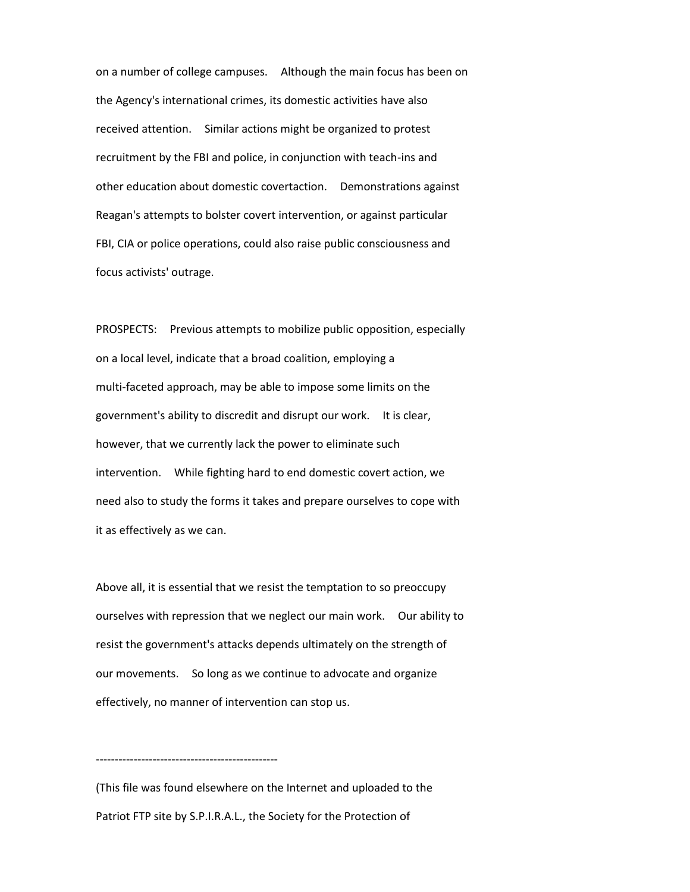on a number of college campuses. Although the main focus has been on the Agency's international crimes, its domestic activities have also received attention. Similar actions might be organized to protest recruitment by the FBI and police, in conjunction with teach-ins and other education about domestic covertaction. Demonstrations against Reagan's attempts to bolster covert intervention, or against particular FBI, CIA or police operations, could also raise public consciousness and focus activists' outrage.

PROSPECTS: Previous attempts to mobilize public opposition, especially on a local level, indicate that a broad coalition, employing a multi-faceted approach, may be able to impose some limits on the government's ability to discredit and disrupt our work. It is clear, however, that we currently lack the power to eliminate such intervention. While fighting hard to end domestic covert action, we need also to study the forms it takes and prepare ourselves to cope with it as effectively as we can.

Above all, it is essential that we resist the temptation to so preoccupy ourselves with repression that we neglect our main work. Our ability to resist the government's attacks depends ultimately on the strength of our movements. So long as we continue to advocate and organize effectively, no manner of intervention can stop us.

------------------------------------------------

(This file was found elsewhere on the Internet and uploaded to the Patriot FTP site by S.P.I.R.A.L., the Society for the Protection of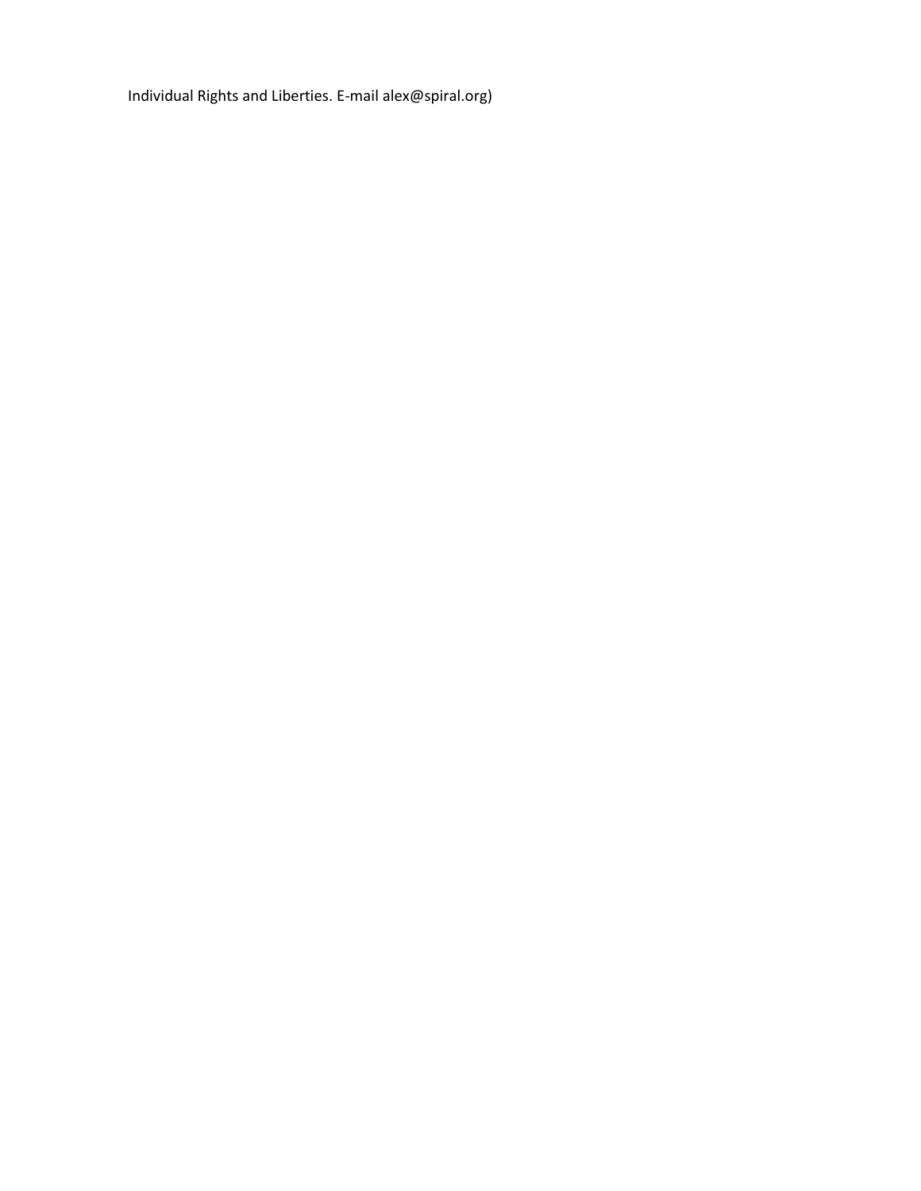Individual Rights and Liberties. E-mail alex@spiral.org)